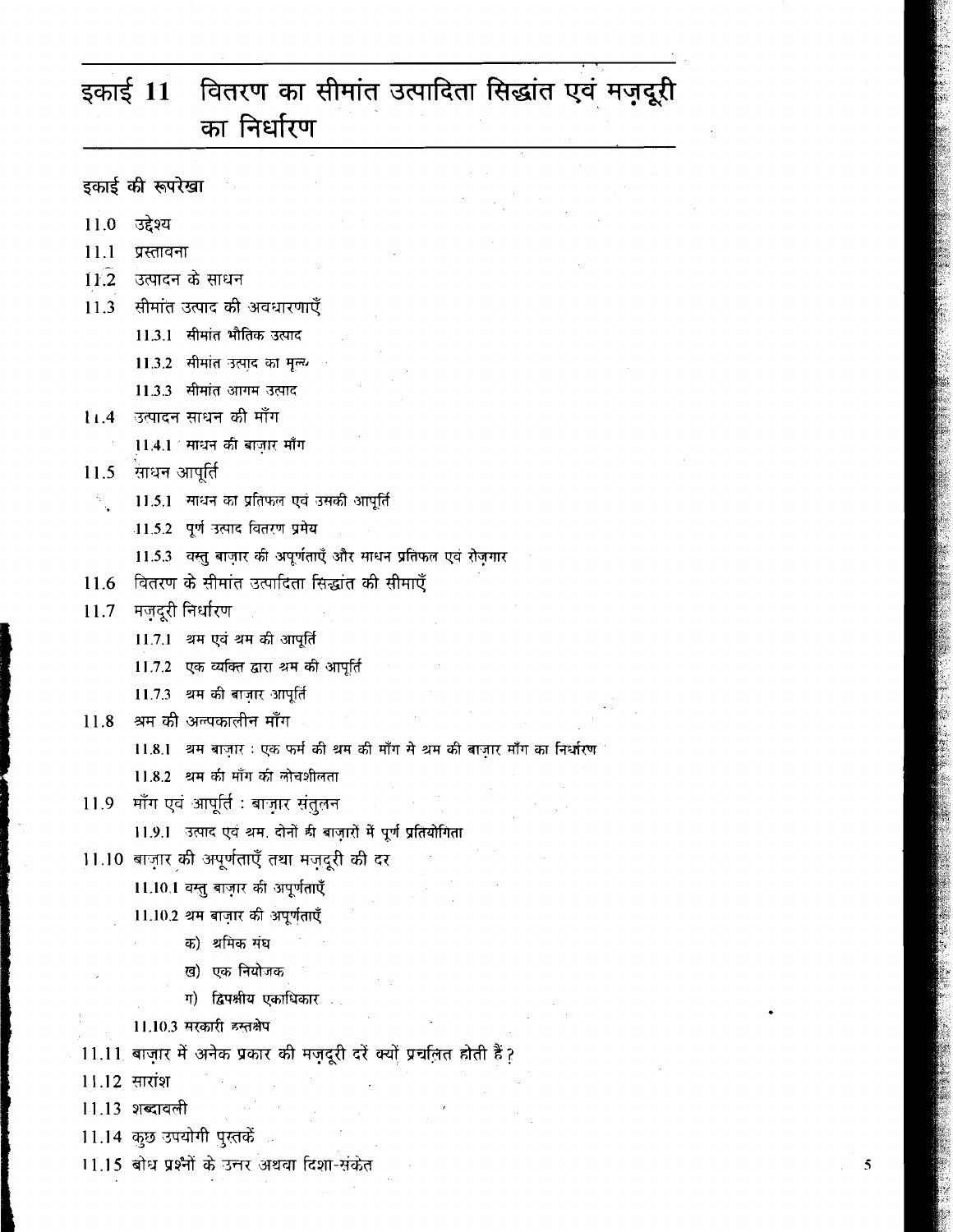# इकाई 11 वितरण का सीमांत उत्पादिता सिद्धांत एवं मज़दूरी का निर्धारण

## इकाई की रूपरेखा

11.0 उद्देश्य

11.1 प्रस्तावना

11.2 उत्पादन के साधन

11.3 सीमांत उत्पाद की अवधारणाएँ

- 11.3.1 सीमांत भौतिक उत्पाद
- 11.3.2 सीमांत उत्पाद का मूल्य
- 11.3.3 सीमांत आगम उत्पाद

11.4 उत्पादन साधन की माँग

- 11.4.1 साधन की बाज़ार माँग

11.5 साधन आपूर्ति

- 11.5.1 साधन का प्रतिफल एवं उसकी आपूर्ति
- 11.5.2 पूर्ण उत्पाद वितरण प्रमेय
- 11.5.3 वस्तु बाज़ार की अपूर्णताएँ और साधन प्रतिफल एवं रोज़गार

11.6 वितरण के सीमांत उत्पादिता सिद्धांत की सीमाएँ

11.7 मज़दूरी निर्धारण

- 11.7.1 श्रम एवं श्रम की आपूर्ति
- 11.7.2 एक व्यक्ति द्वारा श्रम की आपूर्ति
- 11.7.3 श्रम की बाज़ार आपूर्ति

11.8 श्रम की अल्पकालीन माँग

- 11.8.1 श्रम बाज़ार : एक फर्म की श्रम की माँग से श्रम की बाज़ार माँग का निर्धारण
- 11.8.2 श्रम की माँग की लोचशीलता

11.9 माँग एवं आपूर्ति : बाज़ार संतुलन

- 11.9.1 उत्पाद एवं श्रम, दोनों ही बाज़ारों में पूर्ण प्रतियोगिता

11.10 बाज़ार की अपूर्णताएँ तथा मज़दूरी की दर

- 11.10.1 वस्तु बाज़ार की अपूर्णताएँ
- 11.10.2 श्रम बाज़ार की अपूर्णताएँ
  - क) श्रमिक संघ
  - ख) एक नियोजक
  - ग) द्विपक्षीय एकाधिकार
- 11.10.3 सरकारी हस्तक्षेप

11.11 बाज़ार में अनेक प्रकार की मज़दूरी दरें क्यों प्रचलित होती हैं?

11.12 सारांश

11.13 शब्दावली

11.14 कुछ उपयोगी पुस्तकें

11.15 बोध प्रश्नों के उत्तर अथवा दिशा-संकेत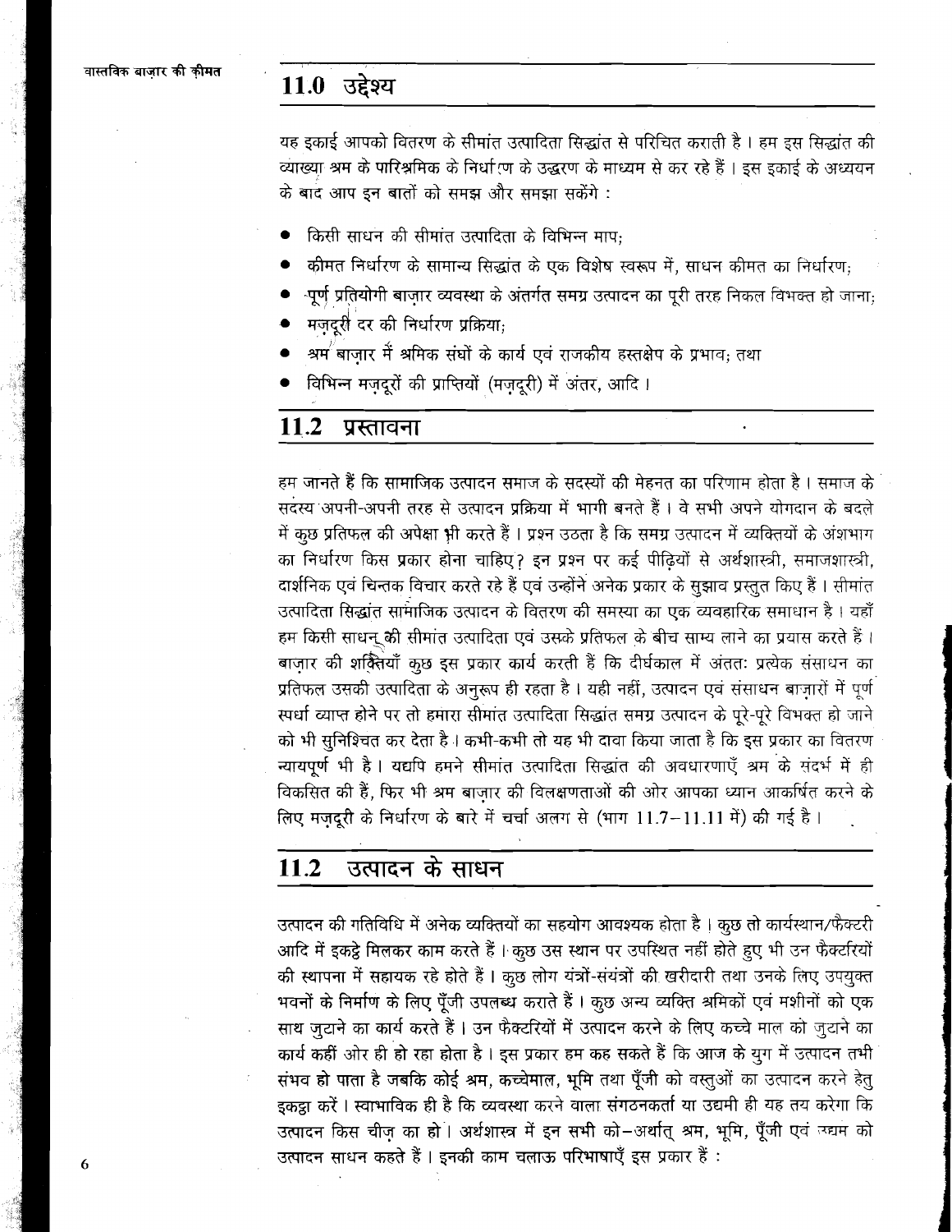## 11.0 उद्देश्य

यह इकाई आपको वितरण के सीमांत उत्पादिता सिद्धांत से परिचित कराती है। हम इस सिद्धांत की व्याख्या श्रम के पारिश्रमिक के निर्धारण के उद्धरण के माध्यम से कर रहे हैं। इस इकाई के अध्ययन के बाद आप इन बातों को समझ और समझा सकेंगे :

- किसी साधन की सीमांत उत्पादिता के विभिन्न माप;
- कीमत निर्धारण के सामान्य सिद्धांत के एक विशेष स्वरूप में, साधन कीमत का निर्धारण;
- पूर्ण प्रतियोगी बाज़ार व्यवस्था के अंतर्गत समग्र उत्पादन का पूरी तरह निकल विभक्त हो जाना;
- मज़दूरी दर की निर्धारण प्रक्रिया;
- श्रम बाज़ार में श्रमिक संघों के कार्य एवं राजकीय हस्तक्षेप के प्रभाव; तथा
- विभिन्न मज़दूरों की प्राप्तियों (मज़दूरी) में अंतर, आदि।

## 11.2 प्रस्तावना

हम जानते हैं कि सामाजिक उत्पादन समाज के सदस्यों की मेहनत का परिणाम होता है। समाज के सदस्य अपनी-अपनी तरह से उत्पादन प्रक्रिया में भागी बनते हैं। वे सभी अपने योगदान के बदले में कुछ प्रतिफल की अपेक्षा भी करते हैं। प्रश्न उठता है कि समग्र उत्पादन में व्यक्तियों के अंशभाग का निर्धारण किस प्रकार होना चाहिए? इन प्रश्न पर कई पीढ़ियों से अर्थशास्त्री, समाजशास्त्री, दार्शनिक एवं चिन्तक विचार करते रहे हैं एवं उन्होंने अनेक प्रकार के सुझाव प्रस्तुत किए हैं। सीमांत उत्पादिता सिद्धांत सामाजिक उत्पादन के वितरण की समस्या का एक व्यवहारिक समाधान है। यहाँ हम किसी साधन की सीमांत उत्पादिता एवं उसके प्रतिफल के बीच साम्य लाने का प्रयास करते हैं। बाज़ार की शक्तियाँ कुछ इस प्रकार कार्य करती हैं कि दीर्घकाल में अंततः प्रत्येक संसाधन का प्रतिफल उसकी उत्पादिता के अनुरूप ही रहता है। यही नहीं, उत्पादन एवं संसाधन बाज़ारों में पूर्ण स्पर्धा व्याप्त होने पर तो हमारा सीमांत उत्पादिता सिद्धांत समग्र उत्पादन के पूरे-पूरे विभक्त हो जाने को भी सुनिश्चित कर देता है। कभी-कभी तो यह भी दावा किया जाता है कि इस प्रकार का वितरण न्यायपूर्ण भी है। यद्यपि हमने सीमांत उत्पादिता सिद्धांत की अवधारणाएँ श्रम के संदर्भ में ही विकसित की हैं, फिर भी श्रम बाज़ार की विलक्षणताओं की ओर आपका ध्यान आकर्षित करने के लिए मज़दूरी के निर्धारण के बारे में चर्चा अलग से (भाग 11.7–11.11 में) की गई है।

## 11.2 उत्पादन के साधन

उत्पादन की गतिविधि में अनेक व्यक्तियों का सहयोग आवश्यक होता है। कुछ तो कार्यस्थान/फैक्टरी आदि में इकट्ठे मिलकर काम करते हैं। कुछ उस स्थान पर उपस्थित नहीं होते हुए भी उन फैक्टरियों की स्थापना में सहायक रहे होते हैं। कुछ लोग यंत्रों-संयंत्रों की खरीदारी तथा उनके लिए उपयुक्त भवनों के निर्माण के लिए पूँजी उपलब्ध कराते हैं। कुछ अन्य व्यक्ति श्रमिकों एवं मशीनों को एक साथ जुटाने का कार्य करते हैं। उन फैक्टरियों में उत्पादन करने के लिए कच्चे माल को जुटाने का कार्य कहीं ओर ही हो रहा होता है। इस प्रकार हम कह सकते हैं कि आज के युग में उत्पादन तभी संभव हो पाता है जबकि कोई श्रम, कच्चेमाल, भूमि तथा पूँजी को वस्तुओं का उत्पादन करने हेतु इकट्ठा करें। स्वाभाविक ही है कि व्यवस्था करने वाला संगठनकर्ता या उद्यमी ही यह तय करेगा कि उत्पादन किस चीज़ का हो। अर्थशास्त्र में इन सभी को–अर्थात् श्रम, भूमि, पूँजी एवं उद्यम को उत्पादन साधन कहते हैं। इनकी काम चलाऊ परिभाषाएँ इस प्रकार हैं :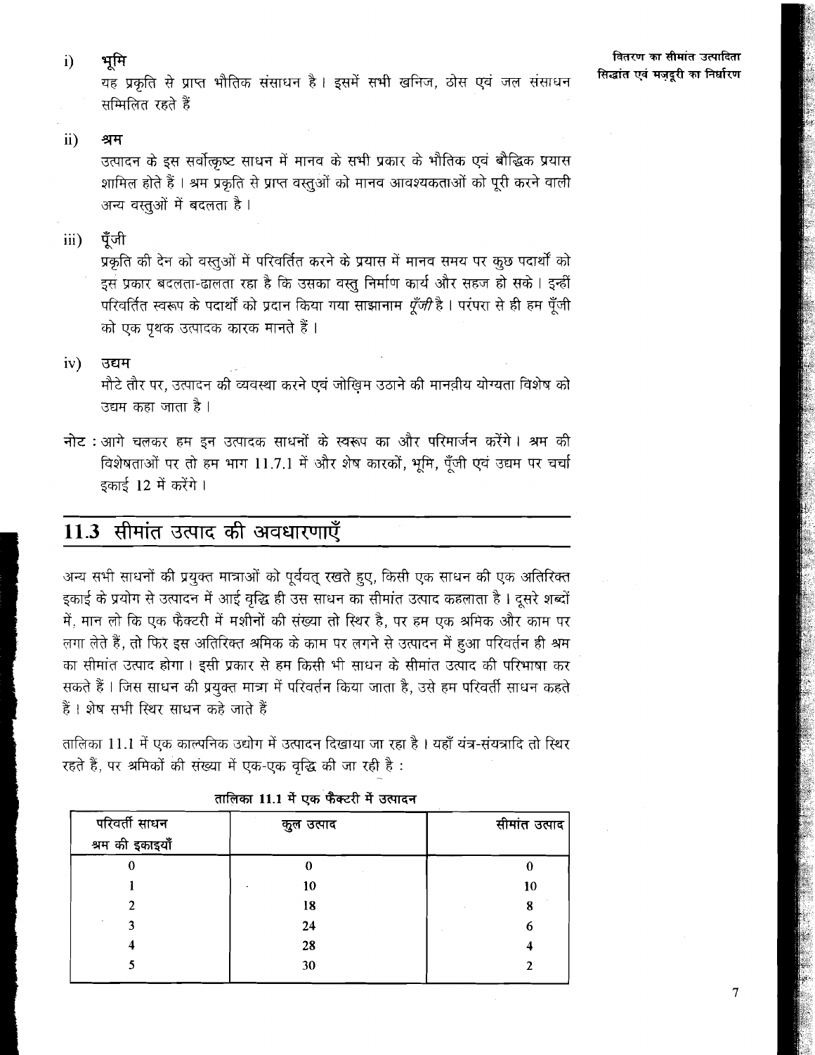i) **भूमि**

यह प्रकृति से प्राप्त भौतिक संसाधन है। इसमें सभी खनिज, ठोस एवं जल संसाधन सम्मिलित रहते हैं

ii) **श्रम**

उत्पादन के इस सर्वोत्कृष्ट साधन में मानव के सभी प्रकार के भौतिक एवं बौद्धिक प्रयास शामिल होते हैं। श्रम प्रकृति से प्राप्त वस्तुओं को मानव आवश्यकताओं को पूरी करने वाली अन्य वस्तुओं में बदलता है।

iii) **पूँजी**

प्रकृति की देन को वस्तुओं में परिवर्तित करने के प्रयास में मानव समय पर कुछ पदार्थों को इस प्रकार बदलता-ढालता रहा है कि उसका वस्तु निर्माण कार्य और सहज हो सके। इन्हीं परिवर्तित स्वरूप के पदार्थों को प्रदान किया गया साझानाम *पूँजी* है। परंपरा से ही हम पूँजी को एक पृथक उत्पादक कारक मानते हैं।

iv) **उद्यम**

मोटे तौर पर, उत्पादन की व्यवस्था करने एवं जोखिम उठाने की मानवीय योग्यता विशेष को उद्यम कहा जाता है।

**नोट :** आगे चलकर हम इन उत्पादक साधनों के स्वरूप का और परिमार्जन करेंगे। श्रम की विशेषताओं पर तो हम भाग 11.7.1 में और शेष कारकों, भूमि, पूँजी एवं उद्यम पर चर्चा इकाई 12 में करेंगे।

## 11.3 सीमांत उत्पाद की अवधारणाएँ

अन्य सभी साधनों की प्रयुक्त मात्राओं को पूर्ववत् रखते हुए, किसी एक साधन की एक अतिरिक्त इकाई के प्रयोग से उत्पादन में आई वृद्धि ही उस साधन का सीमांत उत्पाद कहलाता है। दूसरे शब्दों में, मान लो कि एक फैक्टरी में मशीनों की संख्या तो स्थिर है, पर हम एक श्रमिक और काम पर लगा लेते हैं, तो फिर इस अतिरिक्त श्रमिक के काम पर लगने से उत्पादन में हुआ परिवर्तन ही श्रम का सीमांत उत्पाद होगा। इसी प्रकार से हम किसी भी साधन के सीमांत उत्पाद की परिभाषा कर सकते हैं। जिस साधन की प्रयुक्त मात्रा में परिवर्तन किया जाता है, उसे हम परिवर्ती साधन कहते हैं। शेष सभी स्थिर साधन कहे जाते हैं

तालिका 11.1 में एक काल्पनिक उद्योग में उत्पादन दिखाया जा रहा है। यहाँ यंत्र-संयत्रादि तो स्थिर रहते है, पर श्रमिकों की संख्या में एक-एक वृद्धि की जा रही है :

**तालिका 11.1 में एक फैक्टरी में उत्पादन**

| परिवर्ती साधन श्रम की इकाइयाँ | कुल उत्पाद | सीमांत उत्पाद |
|---|---|---|
| 0 | 0 | 0 |
| 1 | 10 | 10 |
| 2 | 18 | 8 |
| 3 | 24 | 6 |
| 4 | 28 | 4 |
| 5 | 30 | 2 |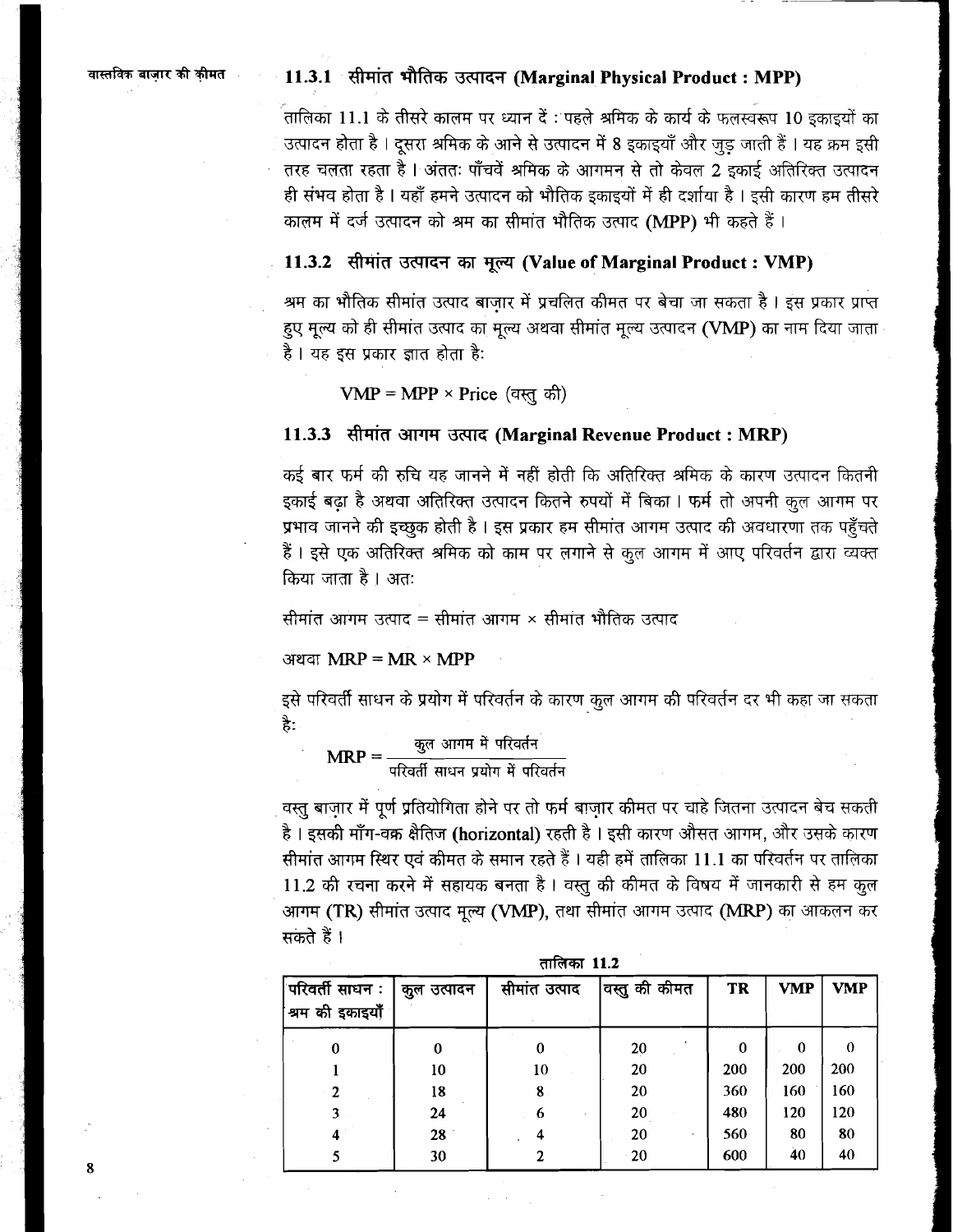### 11.3.1 सीमांत भौतिक उत्पादन (Marginal Physical Product : MPP)

तालिका 11.1 के तीसरे कालम पर ध्यान दें : पहले श्रमिक के कार्य के फलस्वरूप 10 इकाइयों का उत्पादन होता है। दूसरा श्रमिक के आने से उत्पादन में 8 इकाइयाँ और जुड़ जाती हैं। यह क्रम इसी तरह चलता रहता है। अंततः पाँचवें श्रमिक के आगमन से तो केवल 2 इकाई अतिरिक्त उत्पादन ही संभव होता है। यहाँ हमने उत्पादन को भौतिक इकाइयों में ही दर्शाया है। इसी कारण हम तीसरे कालम में दर्ज उत्पादन को श्रम का सीमांत भौतिक उत्पाद (MPP) भी कहते हैं।

### 11.3.2 सीमांत उत्पादन का मूल्य (Value of Marginal Product : VMP)

श्रम का भौतिक सीमांत उत्पाद बाज़ार में प्रचलित कीमत पर बेचा जा सकता है। इस प्रकार प्राप्त हुए मूल्य को ही सीमांत उत्पाद का मूल्य अथवा सीमांत मूल्य उत्पादन (VMP) का नाम दिया जाता है। यह इस प्रकार ज्ञात होता है:

$$\text{VMP} = \text{MPP} \times \text{Price (वस्तु की)}$$

### 11.3.3 सीमांत आगम उत्पाद (Marginal Revenue Product : MRP)

कई बार फर्म की रुचि यह जानने में नहीं होती कि अतिरिक्त श्रमिक के कारण उत्पादन कितनी इकाई बढ़ा है अथवा अतिरिक्त उत्पादन कितने रुपयों में बिका। फर्म तो अपनी कुल आगम पर प्रभाव जानने की इच्छुक होती है। इस प्रकार हम सीमांत आगम उत्पाद की अवधारणा तक पहुँचते हैं। इसे एक अतिरिक्त श्रमिक को काम पर लगाने से कुल आगम में आए परिवर्तन द्वारा व्यक्त किया जाता है। अतः

सीमांत आगम उत्पाद = सीमांत आगम × सीमांत भौतिक उत्पाद

अथवा $\text{MRP} = \text{MR} \times \text{MPP}$

इसे परिवर्ती साधन के प्रयोग में परिवर्तन के कारण कुल आगम की परिवर्तन दर भी कहा जा सकता है:

$$\text{MRP} = \frac{\text{कुल आगम में परिवर्तन}}{\text{परिवर्ती साधन प्रयोग में परिवर्तन}}$$

वस्तु बाज़ार में पूर्ण प्रतियोगिता होने पर तो फर्म बाज़ार कीमत पर चाहे जितना उत्पादन बेच सकती है। इसकी माँग-वक्र क्षैतिज (horizontal) रहती है। इसी कारण औसत आगम, और उसके कारण सीमांत आगम स्थिर एवं कीमत के समान रहते हैं। यही हमें तालिका 11.1 का परिवर्तन पर तालिका 11.2 की रचना करने में सहायक बनता है। वस्तु की कीमत के विषय में जानकारी से हम कुल आगम (TR) सीमांत उत्पाद मूल्य (VMP), तथा सीमांत आगम उत्पाद (MRP) का आकलन कर सकते हैं।

**तालिका 11.2**

| परिवर्ती साधन : श्रम की इकाइयाँ | कुल उत्पादन | सीमांत उत्पाद | वस्तु की कीमत | TR | VMP | VMP |
|---|---|---|---|---|---|---|
| 0 | 0 | 0 | 20 | 0 | 0 | 0 |
| 1 | 10 | 10 | 20 | 200 | 200 | 200 |
| 2 | 18 | 8 | 20 | 360 | 160 | 160 |
| 3 | 24 | 6 | 20 | 480 | 120 | 120 |
| 4 | 28 | 4 | 20 | 560 | 80 | 80 |
| 5 | 30 | 2 | 20 | 600 | 40 | 40 |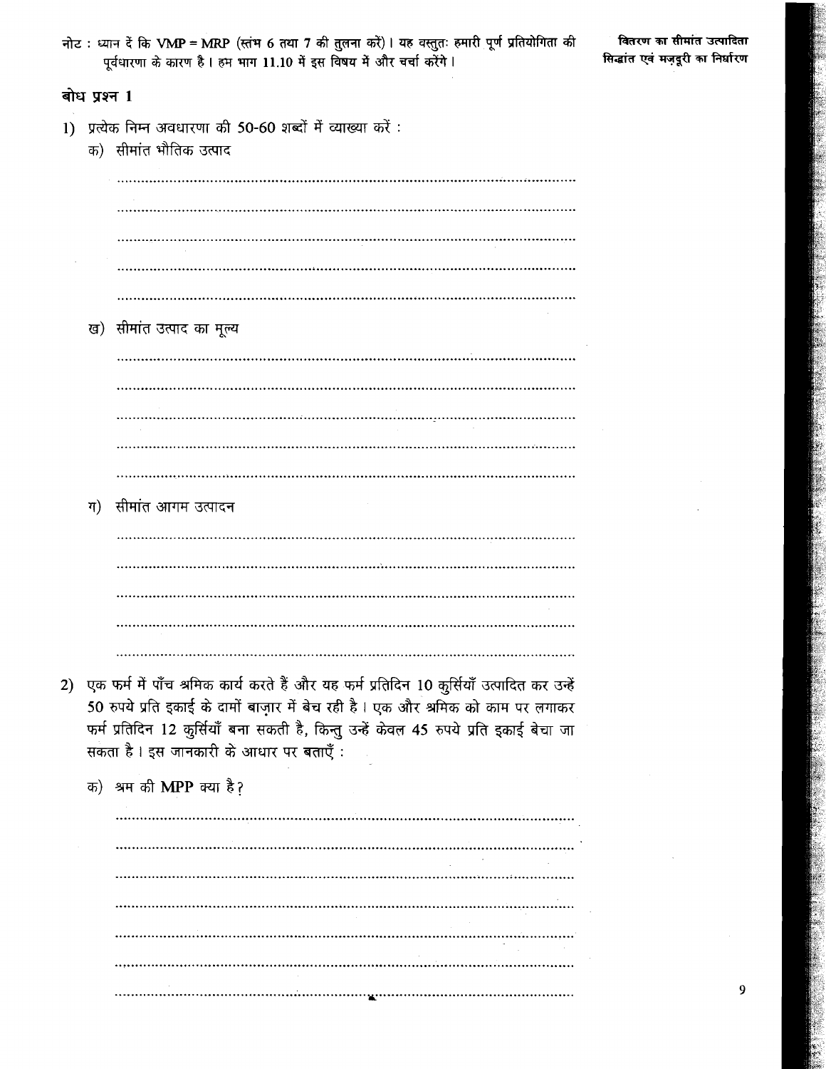नोट : ध्यान दें कि VMP = MRP (स्तंभ 6 तथा 7 की तुलना करें)। यह वस्तुतः हमारी पूर्ण प्रतियोगिता की पूर्वधारणा के कारण है। हम भाग 11.10 में इस विषय में और चर्चा करेंगे।

## बोध प्रश्न 1

1) प्रत्येक निम्न अवधारणा की 50-60 शब्दों में व्याख्या करें :

   क) सीमांत भौतिक उत्पाद

   ..............................................................................................................

   ..............................................................................................................

   ..............................................................................................................

   ..............................................................................................................

   ..............................................................................................................

   ख) सीमांत उत्पाद का मूल्य

   ..............................................................................................................

   ..............................................................................................................

   ..............................................................................................................

   ..............................................................................................................

   ..............................................................................................................

   ग) सीमांत आगम उत्पादन

   ..............................................................................................................

   ..............................................................................................................

   ..............................................................................................................

   ..............................................................................................................

   ..............................................................................................................

2) एक फर्म में पाँच श्रमिक कार्य करते हैं और यह फर्म प्रतिदिन 10 कुर्सियाँ उत्पादित कर उन्हें 50 रुपये प्रति इकाई के दामों बाज़ार में बेच रही है। एक और श्रमिक को काम पर लगाकर फर्म प्रतिदिन 12 कुर्सियाँ बना सकती है, किन्तु उन्हें केवल 45 रुपये प्रति इकाई बेचा जा सकता है। इस जानकारी के आधार पर बताएँ :

   क) श्रम की MPP क्या है?

   ..............................................................................................................

   ..............................................................................................................

   ..............................................................................................................

   ..............................................................................................................

   ..............................................................................................................

   ..............................................................................................................

   ..............................................................................................................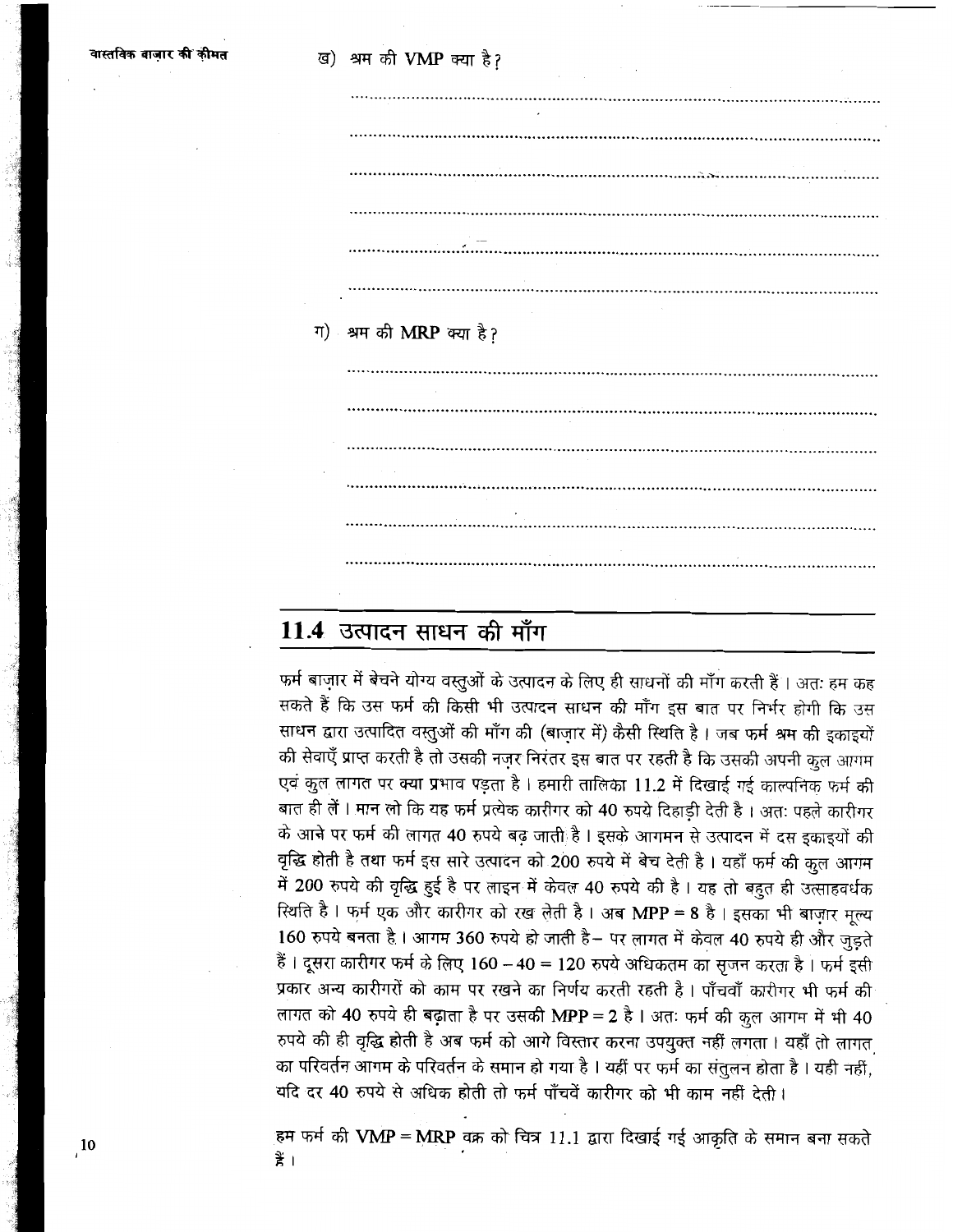ख) श्रम की VMP क्या है?

..................................................................................................................

..................................................................................................................

..................................................................................................................

..................................................................................................................

..................................................................................................................

..................................................................................................................

ग) श्रम की MRP क्या है?

..................................................................................................................

..................................................................................................................

..................................................................................................................

..................................................................................................................

..................................................................................................................

..................................................................................................................

## 11.4 उत्पादन साधन की माँग

फर्म बाज़ार में बेचने योग्य वस्तुओं के उत्पादन के लिए ही साधनों की माँग करती हैं। अतः हम कह सकते हैं कि उस फर्म की किसी भी उत्पादन साधन की माँग इस बात पर निर्भर होगी कि उस साधन द्वारा उत्पादित वस्तुओं की माँग की (बाज़ार में) कैसी स्थिति है। जब फर्म श्रम की इकाइयों की सेवाएँ प्राप्त करती है तो उसकी नज़र निरंतर इस बात पर रहती है कि उसकी अपनी कुल आगम एवं कुल लागत पर क्या प्रभाव पड़ता है। हमारी तालिका 11.2 में दिखाई गई काल्पनिक फर्म की बात ही लें। मान लो कि यह फर्म प्रत्येक कारीगर को 40 रुपये दिहाड़ी देती है। अतः पहले कारीगर के आने पर फर्म की लागत 40 रुपये बढ़ जाती है। इसके आगमन से उत्पादन में दस इकाइयों की वृद्धि होती है तथा फर्म इस सारे उत्पादन को 200 रुपये में बेच देती है। यहाँ फर्म की कुल आगम में 200 रुपये की वृद्धि हुई है पर लाइन में केवल 40 रुपये की है। यह तो बहुत ही उत्साहवर्धक स्थिति है। फर्म एक और कारीगर को रख लेती है। अब MPP = 8 है। इसका भी बाज़ार मूल्य 160 रुपये बनता है। आगम 360 रुपये हो जाती है– पर लागत में केवल 40 रुपये ही और जुड़ते हैं। दूसरा कारीगर फर्म के लिए 160 – 40 = 120 रुपये अधिकतम का सृजन करता है। फर्म इसी प्रकार अन्य कारीगरों को काम पर रखने का निर्णय करती रहती है। पाँचवाँ कारीगर भी फर्म की लागत को 40 रुपये ही बढ़ाता है पर उसकी MPP = 2 है। अतः फर्म की कुल आगम में भी 40 रुपये की ही वृद्धि होती है अब फर्म को आगे विस्तार करना उपयुक्त नहीं लगता। यहाँ तो लागत का परिवर्तन आगम के परिवर्तन के समान हो गया है। यहीं पर फर्म का संतुलन होता है। यही नहीं, यदि दर 40 रुपये से अधिक होती तो फर्म पाँचवें कारीगर को भी काम नहीं देती।

हम फर्म की VMP = MRP वक्र को चित्र 11.1 द्वारा दिखाई गई आकृति के समान बना सकते हैं।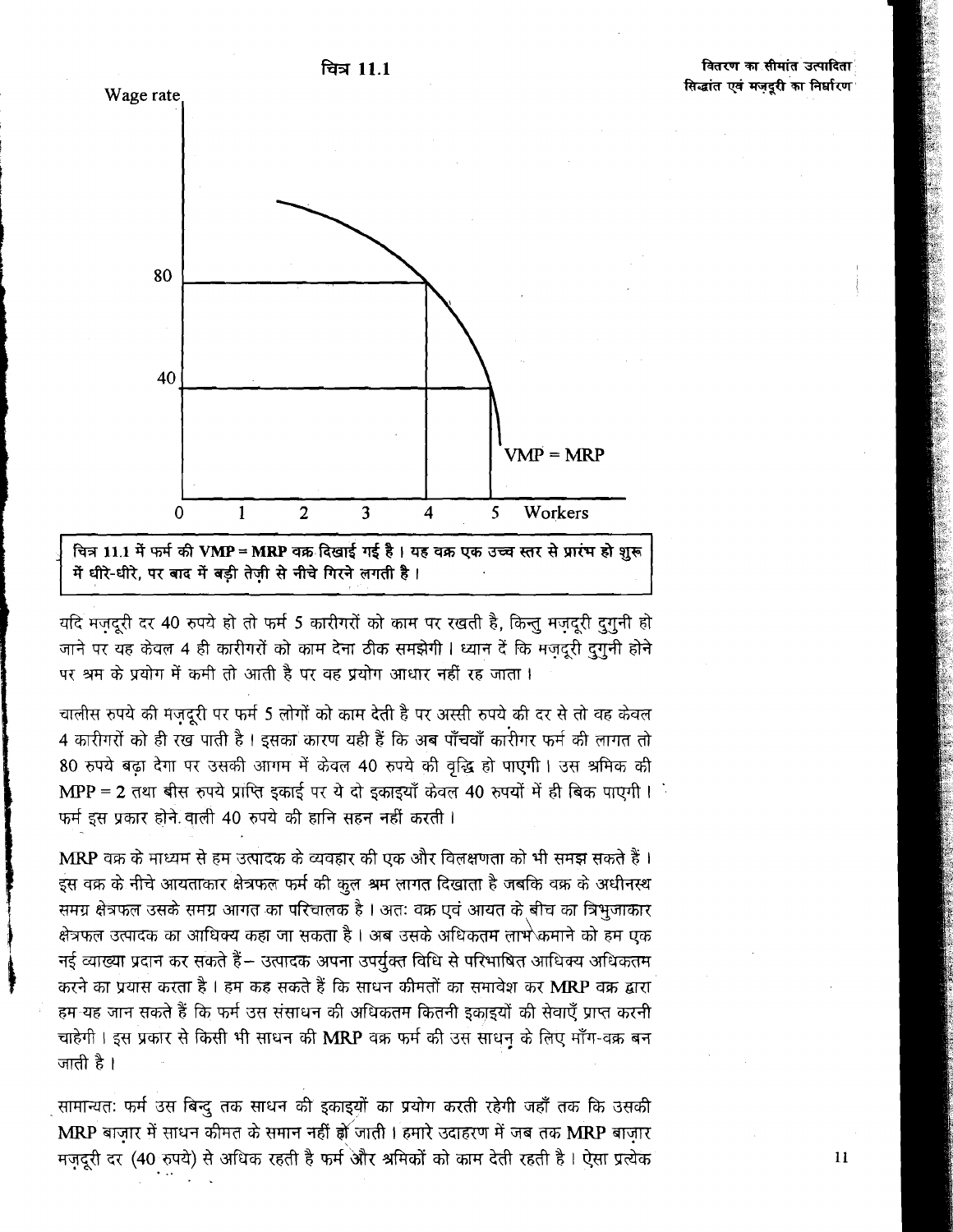चित्र 11.1

चित्र 11.1 में फर्म की **VMP = MRP** वक्र दिखाई गई है। यह वक्र एक उच्च स्तर से प्रारंभ हो शुरू में धीरे-धीरे, पर बाद में बड़ी तेज़ी से नीचे गिरने लगती है।

यदि मज़दूरी दर 40 रुपये हो तो फर्म 5 कारीगरों को काम पर रखती है, किन्तु मज़दूरी दुगुनी हो जाने पर यह केवल 4 ही कारीगरों को काम देना ठीक समझेगी। ध्यान दें कि मज़दूरी दुगुनी होने पर श्रम के प्रयोग में कमी तो आती है पर वह प्रयोग आधार नहीं रह जाता।

चालीस रुपये की मज़दूरी पर फर्म 5 लोगों को काम देती है पर अस्सी रुपये की दर से तो वह केवल 4 कारीगरों को ही रख पाती है। इसका कारण यही हैं कि अब पाँचवाँ कारीगर फर्म की लागत तो 80 रुपये बढ़ा देगा पर उसकी आगम में केवल 40 रुपये की वृद्धि हो पाएगी। उस श्रमिक की MPP = 2 तथा बीस रुपये प्राप्ति इकाई पर ये दो इकाइयाँ केवल 40 रुपयों में ही बिक पाएगी। फर्म इस प्रकार होने वाली 40 रुपये की हानि सहन नहीं करती।

MRP वक्र के माध्यम से हम उत्पादक के व्यवहार की एक और विलक्षणता को भी समझ सकते हैं। इस वक्र के नीचे आयताकार क्षेत्रफल फर्म की कुल श्रम लागत दिखाता है जबकि वक्र के अधीनस्थ समग्र क्षेत्रफल उसके समग्र आगत का परिचालक है। अतः वक्र एवं आयत के बीच का त्रिभुजाकार क्षेत्रफल उत्पादक का आधिक्य कहा जा सकता है। अब उसके अधिकतम लाभ कमाने को हम एक नई व्याख्या प्रदान कर सकते हैं– उत्पादक अपना उपर्युक्त विधि से परिभाषित आधिक्य अधिकतम करने का प्रयास करता है। हम कह सकते हैं कि साधन कीमतों का समावेश कर MRP वक्र द्वारा हम यह जान सकते हैं कि फर्म उस संसाधन की अधिकतम कितनी इकाइयों की सेवाएँ प्राप्त करनी चाहेगी। इस प्रकार से किसी भी साधन की MRP वक्र फर्म की उस साधन के लिए माँग-वक्र बन जाती है।

सामान्यतः फर्म उस बिन्दु तक साधन की इकाइयों का प्रयोग करती रहेगी जहाँ तक कि उसकी MRP बाज़ार में साधन कीमत के समान नहीं हो जाती। हमारे उदाहरण में जब तक MRP बाज़ार मज़दूरी दर (40 रुपये) से अधिक रहती है फर्म और श्रमिकों को काम देती रहती है। ऐसा प्रत्येक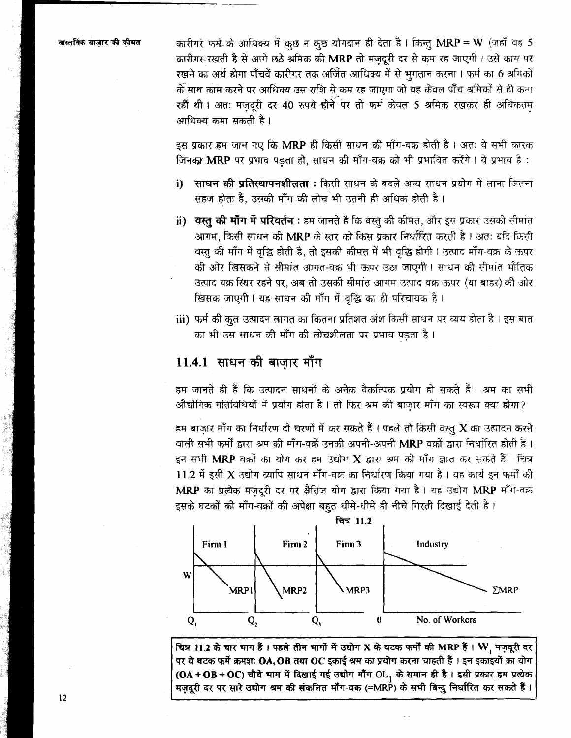कारीगर फर्म के आधिक्य में कुछ न कुछ योगदान ही देता है। किन्तु MRP = W (जहाँ वह 5 कारीगर रखती है से आगे छठे श्रमिक की MRP तो मज़दूरी दर से कम रह जाएगी। उसे काम पर रखने का अर्थ होगा पाँचवें कारीगर तक अर्जित आधिक्य में से भुगतान करना। फर्म का 6 श्रमिकों के साथ काम करने पर आधिक्य उस राशि से कम रह जाएगा जो वह केवल पाँच श्रमिकों से ही कमा रही थी। अतः मज़दूरी दर 40 रुपये होने पर तो फर्म केवल 5 श्रमिक रखकर ही अधिकतम आधिक्य कमा सकती है।

इस प्रकार हम जान गए कि MRP ही किसी साधन की माँग-वक्र होती है। अतः वे सभी कारक जिनका MRP पर प्रभाव पड़ता हो, साधन की माँग-वक्र को भी प्रभावित करेंगे। ये प्रभाव है :

i) **साधन की प्रतिस्थापनशीलता :** किसी साधन के बदले अन्य साधन प्रयोग में लाना जितना सहज होता है, उसकी माँग की लोच भी उतनी ही अधिक होती है।

ii) **वस्तु की माँग में परिवर्तन :** हम जानते है कि वस्तु की कीमत, और इस प्रकार उसकी सीमांत आगम, किसी साधन की MRP के स्तर को किस प्रकार निर्धारित करती है। अतः यदि किसी वस्तु की माँग में वृद्धि होती है, तो इसकी कीमत में भी वृद्धि होगी। उत्पाद माँग-वक्र के ऊपर की ओर खिसकने से सीमांत आगत-वक्र भी ऊपर उठा जाएगी। साधन की सीमांत भौतिक उत्पाद वक्र स्थिर रहने पर, अब तो उसकी सीमांत आगम उत्पाद वक्र ऊपर (या बाहर) की ओर खिसक जाएगी। यह साधन की माँग में वृद्धि का ही परिचायक है।

iii) फर्म की कुल उत्पादन लागत का कितना प्रतिशत अंश किसी साधन पर व्यय होता है। इस बात का भी उस साधन की माँग की लोचशीलता पर प्रभाव पड़ता है।

### 11.4.1 साधन की बाज़ार माँग

हम जानते ही हैं कि उत्पादन साधनों के अनेक वैकल्पिक प्रयोग हो सकते हैं। श्रम का सभी औद्योगिक गतिविधियों में प्रयोग होता है। तो फिर श्रम की बाज़ार माँग का स्वरूप क्या होगा?

हम बाज़ार माँग का निर्धारण दो चरणों में कर सकते हैं। पहले तो किसी वस्तु X का उत्पादन करने वाली सभी फर्मों द्वारा श्रम की माँग-वक्रें उनकी अपनी-अपनी MRP वक्रों द्वारा निर्धारित होती हैं। इन सभी MRP वक्रों का योग कर हम उद्योग X द्वारा श्रम की माँग ज्ञात कर सकते हैं। चित्र 11.2 में इसी X उद्योग व्यापि साधन माँग-वक्र का निर्धारण किया गया है। यह कार्य इन फर्मों की MRP का प्रत्येक मज़दूरी दर पर क्षैतिज योग द्वारा किया गया है। यह उद्योग MRP माँग-वक्र इसके घटकों की माँग-वक्रों की अपेक्षा बहुत धीमे-धीमे ही नीचे गिरती दिखाई देती है।

चित्र 11.2

Firm I | Firm 2 | Firm 3 | Industry

W | MRP1 | MRP2 | MRP3 | ΣMRP

$Q_1$ | $Q_2$ | $Q_3$ | 0 | No. of Workers

**चित्र 11.2 के चार भाग हैं। पहले तीन भागों में उद्योग X के घटक फर्मों की MRP हैं। $W_1$ मज़दूरी दर पर ये घटक फर्में क्रमशः OA, OB तथा OC इकाई श्रम का प्रयोग करना चाहती हैं। इन इकाइयों का योग (OA + OB + OC) चौथे भाग में दिखाई गई उद्योग माँग $OL_1$ के समान ही है। इसी प्रकार हम प्रत्येक मज़दूरी दर पर सारे उद्योग श्रम की संकलित माँग-वक्र (=MRP) के सभी बिन्दु निर्धारित कर सकते हैं।**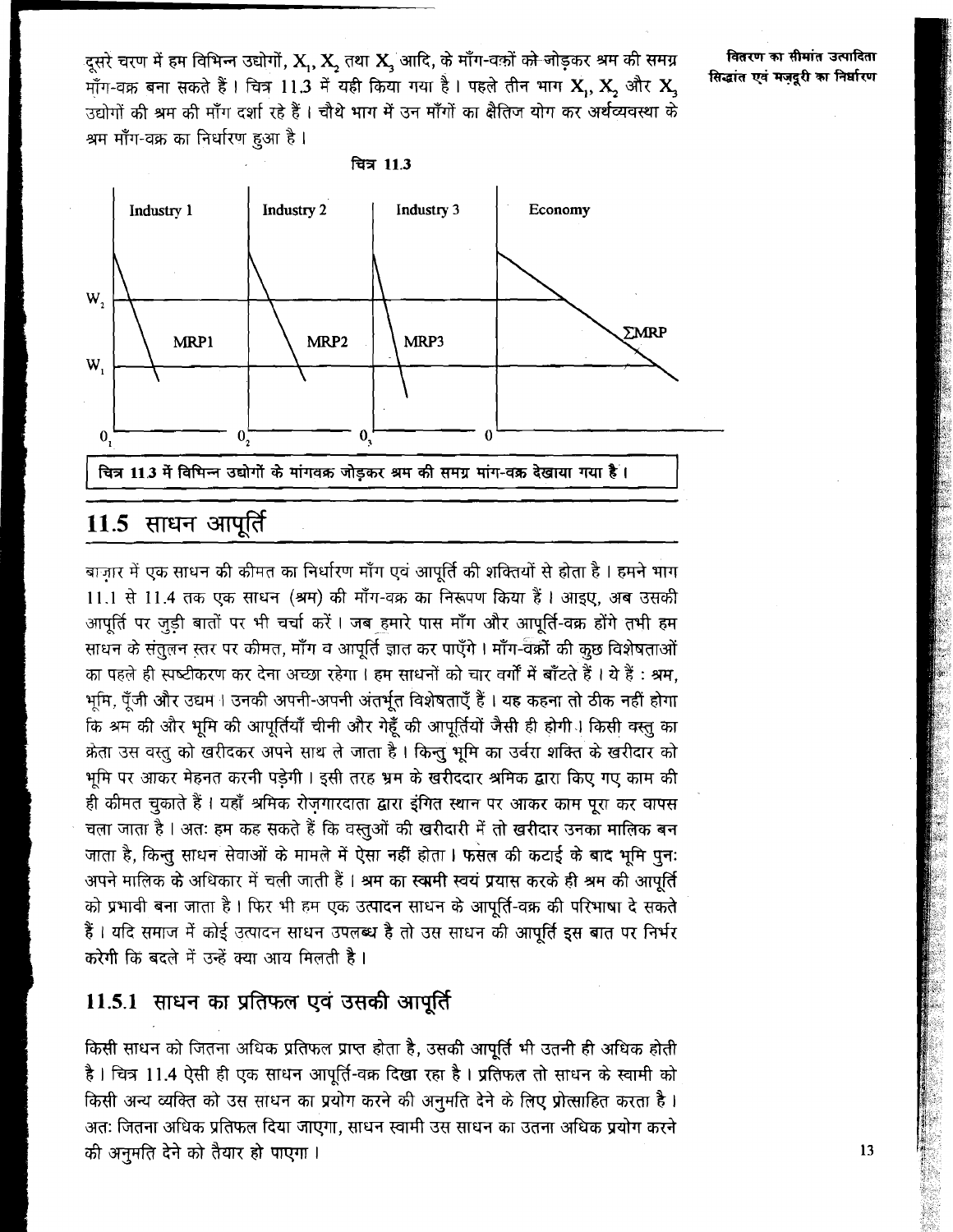दूसरे चरण में हम विभिन्न उद्योगों, $X_1$, $X_2$ तथा $X_3$ आदि, के माँग-वक्रों को जोड़कर श्रम की समग्र माँग-वक्र बना सकते हैं। चित्र 11.3 में यही किया गया है। पहले तीन भाग $X_1$, $X_2$ और $X_3$ उद्योगों की श्रम की माँग दर्शा रहे हैं। चौथे भाग में उन माँगों का क्षैतिज योग कर अर्थव्यवस्था के श्रम माँग-वक्र का निर्धारण हुआ है।

चित्र 11.3

चित्र 11.3 में विभिन्न उद्योगों के मांगवक्र जोड़कर श्रम की समग्र मांग-वक्र देखाया गया है।

## 11.5 साधन आपूर्ति

बाज़ार में एक साधन की कीमत का निर्धारण माँग एवं आपूर्ति की शक्तियों से होता है। हमने भाग 11.1 से 11.4 तक एक साधन (श्रम) की माँग-वक्र का निरूपण किया हैं। आइए, अब उसकी आपूर्ति पर जुड़ी बातों पर भी चर्चा करें। जब हमारे पास माँग और आपूर्ति-वक्र होंगे तभी हम साधन के संतुलन स्तर पर कीमत, माँग व आपूर्ति ज्ञात कर पाएँगे। माँग-वक्रों की कुछ विशेषताओं का पहले ही स्पष्टीकरण कर देना अच्छा रहेगा। हम साधनों को चार वर्गों में बाँटते हैं। ये हैं : श्रम, भूमि, पूँजी और उद्यम। उनकी अपनी-अपनी अंतर्भूत विशेषताएँ हैं। यह कहना तो ठीक नहीं होगा कि श्रम की और भूमि की आपूर्तियाँ चीनी और गेहूँ की आपूर्तियों जैसी ही होगी। किसी वस्तु का क्रेता उस वस्तु को खरीदकर अपने साथ ले जाता है। किन्तु भूमि का उर्वरा शक्ति के खरीदार को भूमि पर आकर मेहनत करनी पड़ेगी। इसी तरह श्रम के खरीददार श्रमिक द्वारा किए गए काम की ही कीमत चुकाते हैं। यहाँ श्रमिक रोज़गारदाता द्वारा इंगित स्थान पर आकर काम पूरा कर वापस चला जाता है। अतः हम कह सकते हैं कि वस्तुओं की खरीदारी में तो खरीदार उनका मालिक बन जाता है, किन्तु साधन सेवाओं के मामले में ऐसा नहीं होता। फसल की कटाई के बाद भूमि पुनः अपने मालिक के अधिकार में चली जाती हैं। श्रम का स्वामी स्वयं प्रयास करके ही श्रम की आपूर्ति को प्रभावी बना जाता है। फिर भी हम एक उत्पादन साधन के आपूर्ति-वक्र की परिभाषा दे सकते हैं। यदि समाज में कोई उत्पादन साधन उपलब्ध है तो उस साधन की आपूर्ति इस बात पर निर्भर करेगी कि बदले में उन्हें क्या आय मिलती है।

### 11.5.1 साधन का प्रतिफल एवं उसकी आपूर्ति

किसी साधन को जितना अधिक प्रतिफल प्राप्त होता है, उसकी आपूर्ति भी उतनी ही अधिक होती है। चित्र 11.4 ऐसी ही एक साधन आपूर्ति-वक्र दिखा रहा है। प्रतिफल तो साधन के स्वामी को किसी अन्य व्यक्ति को उस साधन का प्रयोग करने की अनुमति देने के लिए प्रोत्साहित करता है। अतः जितना अधिक प्रतिफल दिया जाएगा, साधन स्वामी उस साधन का उतना अधिक प्रयोग करने की अनुमति देने को तैयार हो पाएगा।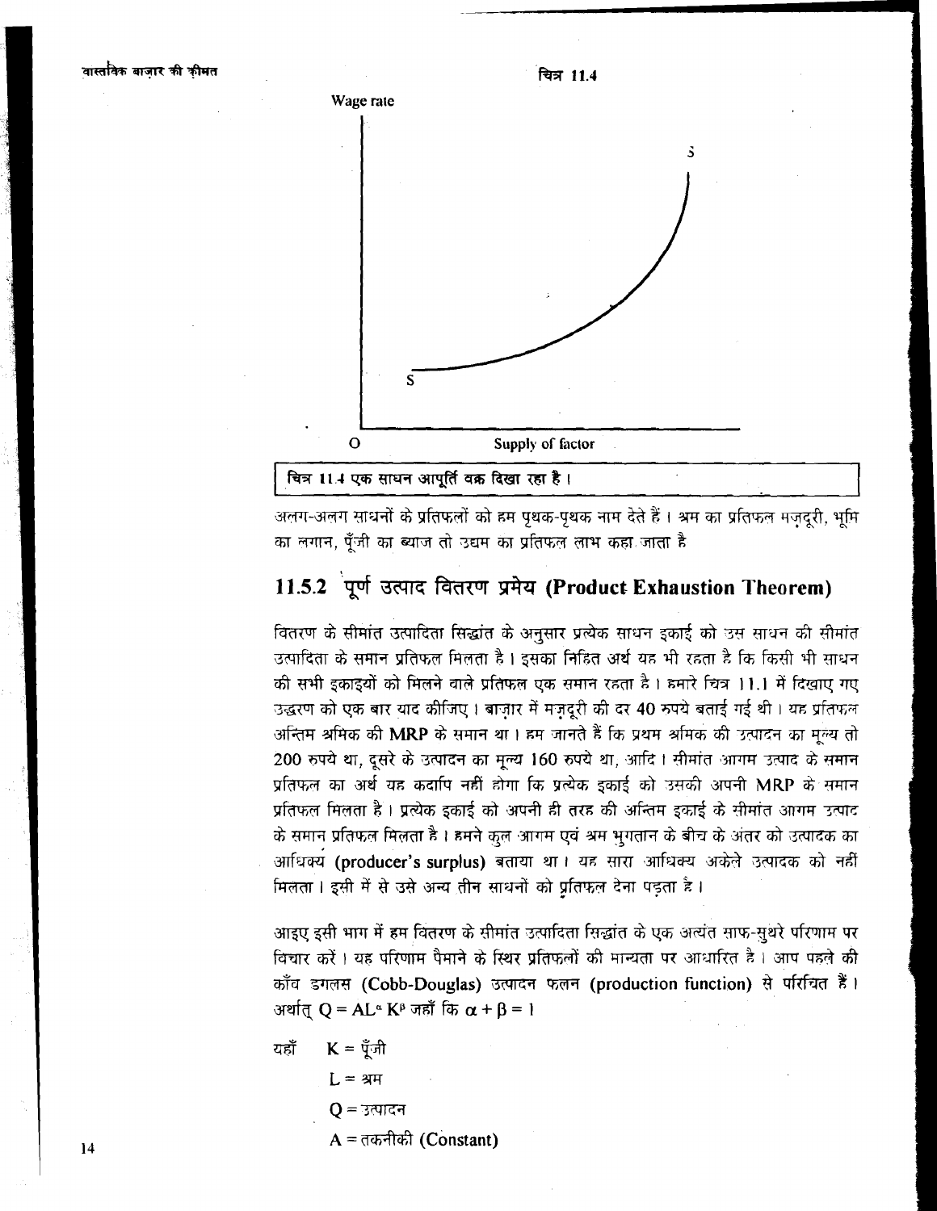चित्र 11.4

चित्र 11.4 एक साधन आपूर्ति वक्र दिखा रहा है।

अलग-अलग साधनों के प्रतिफलों को हम पृथक-पृथक नाम देते हैं। श्रम का प्रतिफल मज़दूरी, भूमि का लगान, पूँजी का ब्याज तो उद्यम का प्रतिफल लाभ कहा जाता है

## 11.5.2 पूर्ण उत्पाद वितरण प्रमेय (Product Exhaustion Theorem)

वितरण के सीमांत उत्पादिता सिद्धांत के अनुसार प्रत्येक साधन इकाई को उस साधन की सीमांत उत्पादिता के समान प्रतिफल मिलता है। इसका निहित अर्थ यह भी रहता है कि किसी भी साधन की सभी इकाइयों को मिलने वाले प्रतिफल एक समान रहता है। हमारे चित्र 11.1 में दिखाए गए उद्धरण को एक बार याद कीजिए। बाज़ार में मज़दूरी की दर 40 रुपये बताई गई थी। यह प्रतिफल अन्तिम श्रमिक की **MRP** के समान था। हम जानते हैं कि प्रथम श्रमिक की उत्पादन का मूल्य तो 200 रुपये था, दूसरे के उत्पादन का मूल्य 160 रुपये था, आदि। सीमांत आगम उत्पाद के समान प्रतिफल का अर्थ यह कदापि नहीं होगा कि प्रत्येक इकाई को उसकी अपनी MRP के समान प्रतिफल मिलता है। प्रत्येक इकाई को अपनी ही तरह की अन्तिम इकाई के सीमांत आगम उत्पाद के समान प्रतिफल मिलता है। हमने कुल आगम एवं श्रम भुगतान के बीच के अंतर को उत्पादक का आधिक्य **(producer's surplus)** बताया था। यह सारा आधिक्य अकेले उत्पादक को नहीं मिलता। इसी में से उसे अन्य तीन साधनों को प्रतिफल देना पड़ता है।

आइए इसी भाग में हम वितरण के सीमांत उत्पादिता सिद्धांत के एक अत्यंत साफ-सुथरे परिणाम पर विचार करें। यह परिणाम पैमाने के स्थिर प्रतिफलों की मान्यता पर आधारित है। आप पहले की कॉब डगलस **(Cobb-Douglas)** उत्पादन फलन **(production function)** से परिचित हैं। अर्थात् $Q = AL^{\alpha} K^{\beta}$ जहाँ कि $\alpha + \beta = 1$

यहाँ $K$ = पूँजी

$L$ = श्रम

$Q$ = उत्पादन

$A$ = तकनीकी (Constant)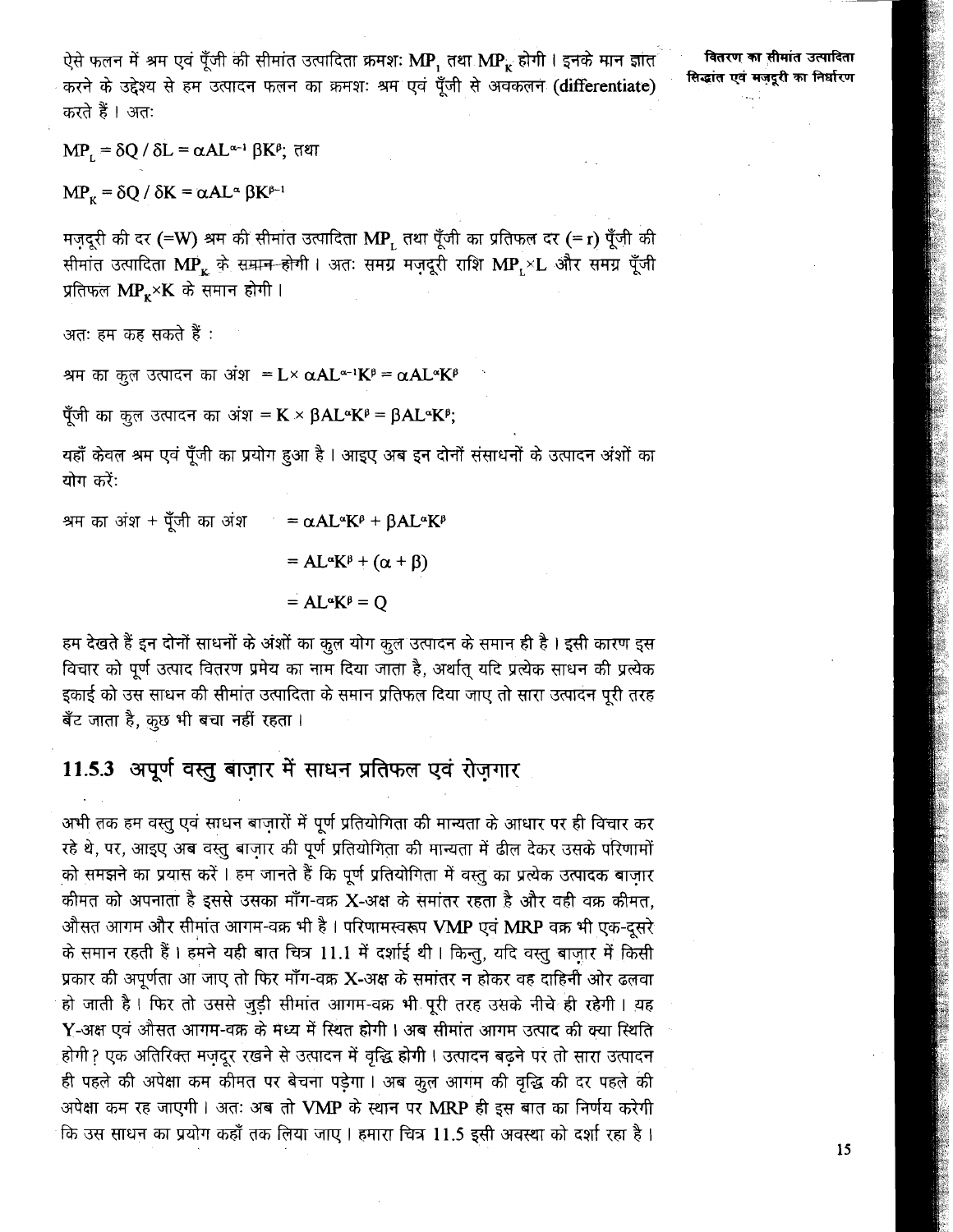ऐसे फलन में श्रम एवं पूँजी की सीमांत उत्पादिता क्रमशः $MP_L$ तथा $MP_K$ होगी। इनके मान ज्ञात करने के उद्देश्य से हम उत्पादन फलन का क्रमशः श्रम एवं पूँजी से अवकलन (**differentiate**) करते हैं। अतः

$MP_L = \delta Q / \delta L = \alpha AL^{\alpha-1} \beta K^{\beta}$; तथा

$MP_K = \delta Q / \delta K = \alpha AL^{\alpha} \beta K^{\beta-1}$

मज़दूरी की दर (=W) श्रम की सीमांत उत्पादिता $MP_L$ तथा पूँजी का प्रतिफल दर (= r) पूँजी की सीमांत उत्पादिता $MP_K$ के समान होगी। अतः समग्र मज़दूरी राशि $MP_L \times L$ और समग्र पूँजी प्रतिफल $MP_K \times K$ के समान होगी।

अतः हम कह सकते हैं :

श्रम का कुल उत्पादन का अंश $= L \times \alpha AL^{\alpha-1}K^{\beta} = \alpha AL^{\alpha}K^{\beta}$

पूँजी का कुल उत्पादन का अंश $= K \times \beta AL^{\alpha}K^{\beta} = \beta AL^{\alpha}K^{\beta}$;

यहाँ केवल श्रम एवं पूँजी का प्रयोग हुआ है। आइए अब इन दोनों संसाधनों के उत्पादन अंशों का योग करें:

श्रम का अंश + पूँजी का अंश $= \alpha AL^{\alpha}K^{\beta} + \beta AL^{\alpha}K^{\beta}$

$= AL^{\alpha}K^{\beta} + (\alpha + \beta)$

$= AL^{\alpha}K^{\beta} = Q$

हम देखते हैं इन दोनों साधनों के अंशों का कुल योग कुल उत्पादन के समान ही है। इसी कारण इस विचार को पूर्ण उत्पाद वितरण प्रमेय का नाम दिया जाता है, अर्थात् यदि प्रत्येक साधन की प्रत्येक इकाई को उस साधन की सीमांत उत्पादिता के समान प्रतिफल दिया जाए तो सारा उत्पादन पूरी तरह बँट जाता है, कुछ भी बचा नहीं रहता।

## 11.5.3 अपूर्ण वस्तु बाज़ार में साधन प्रतिफल एवं रोज़गार

अभी तक हम वस्तु एवं साधन बाज़ारों में पूर्ण प्रतियोगिता की मान्यता के आधार पर ही विचार कर रहे थे, पर, आइए अब वस्तु बाज़ार की पूर्ण प्रतियोगिता की मान्यता में ढील देकर उसके परिणामों को समझने का प्रयास करें। हम जानते हैं कि पूर्ण प्रतियोगिता में वस्तु का प्रत्येक उत्पादक बाज़ार कीमत को अपनाता है इससे उसका माँग-वक्र X-अक्ष के समांतर रहता है और वही वक्र कीमत, औसत आगम और सीमांत आगम-वक्र भी है। परिणामस्वरूप VMP एवं MRP वक्र भी एक-दूसरे के समान रहती हैं। हमने यही बात चित्र 11.1 में दर्शाई थी। किन्तु, यदि वस्तु बाज़ार में किसी प्रकार की अपूर्णता आ जाए तो फिर माँग-वक्र X-अक्ष के समांतर न होकर वह दाहिनी ओर ढलवा हो जाती है। फिर तो उससे जुड़ी सीमांत आगम-वक्र भी पूरी तरह उसके नीचे ही रहेगी। यह Y-अक्ष एवं औसत आगम-वक्र के मध्य में स्थित होगी। अब सीमांत आगम उत्पाद की क्या स्थिति होगी? एक अतिरिक्त मज़दूर रखने से उत्पादन में वृद्धि होगी। उत्पादन बढ़ने पर तो सारा उत्पादन ही पहले की अपेक्षा कम कीमत पर बेचना पड़ेगा। अब कुल आगम की वृद्धि की दर पहले की अपेक्षा कम रह जाएगी। अतः अब तो VMP के स्थान पर MRP ही इस बात का निर्णय करेगी कि उस साधन का प्रयोग कहाँ तक लिया जाए। हमारा चित्र 11.5 इसी अवस्था को दर्शा रहा है।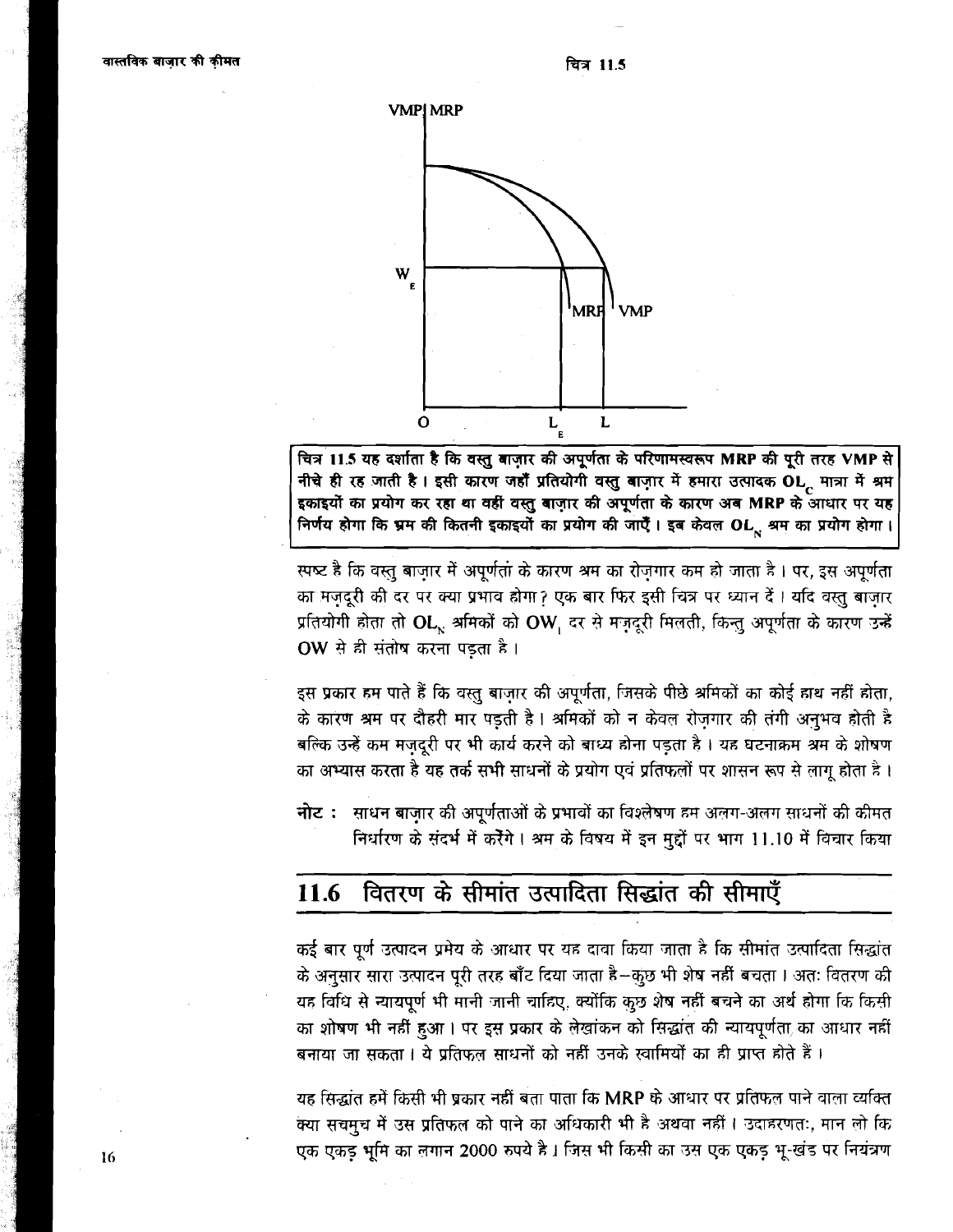चित्र 11.5

चित्र 11.5 यह दर्शाता है कि वस्तु बाज़ार की अपूर्णता के परिणामस्वरूप MRP की पूरी तरह VMP से नीचे ही रह जाती है। इसी कारण जहाँ प्रतियोगी वस्तु बाज़ार में हमारा उत्पादक $OL_C$ मात्रा में श्रम इकाइयों का प्रयोग कर रहा था वहीं वस्तु बाज़ार की अपूर्णता के कारण अब MRP के आधार पर यह निर्णय होगा कि श्रम की कितनी इकाइयों का प्रयोग की जाएँ। इब केवल $OL_N$ श्रम का प्रयोग होगा।

स्पष्ट है कि वस्तु बाज़ार में अपूर्णता के कारण श्रम का रोज़गार कम हो जाता है। पर, इस अपूर्णता का मज़दूरी की दर पर क्या प्रभाव होगा? एक बार फिर इसी चित्र पर ध्यान दें। यदि वस्तु बाज़ार प्रतियोगी होता तो $OL_N$ श्रमिकों को $OW_1$ दर से मज़दूरी मिलती, किन्तु अपूर्णता के कारण उन्हें OW से ही संतोष करना पड़ता है।

इस प्रकार हम पाते हैं कि वस्तु बाज़ार की अपूर्णता, जिसके पीछे श्रमिकों का कोई हाथ नहीं होता, के कारण श्रम पर दौहरी मार पड़ती है। श्रमिकों को न केवल रोज़गार की तंगी अनुभव होती है बल्कि उन्हें कम मज़दूरी पर भी कार्य करने को बाध्य होना पड़ता है। यह घटनाक्रम श्रम के शोषण का अभ्यास करता है यह तर्क सभी साधनों के प्रयोग एवं प्रतिफलों पर शासन रूप से लागू होता है।

**नोट :** साधन बाज़ार की अपूर्णताओं के प्रभावों का विश्लेषण हम अलग-अलग साधनों की कीमत निर्धारण के संदर्भ में करेंगे। श्रम के विषय में इन मुद्दों पर भाग 11.10 में विचार किया

## 11.6 वितरण के सीमांत उत्पादिता सिद्धांत की सीमाएँ

कई बार पूर्ण उत्पादन प्रमेय के आधार पर यह दावा किया जाता है कि सीमांत उत्पादिता सिद्धांत के अनुसार सारा उत्पादन पूरी तरह बाँट दिया जाता है–कुछ भी शेष नहीं बचता। अतः वितरण की यह विधि से न्यायपूर्ण भी मानी जानी चाहिए, क्योंकि कुछ शेष नहीं बचने का अर्थ होगा कि किसी का शोषण भी नहीं हुआ। पर इस प्रकार के लेखांकन को सिद्धांत की न्यायपूर्णता का आधार नहीं बनाया जा सकता। ये प्रतिफल साधनों को नहीं उनके स्वामियों का ही प्राप्त होते हैं।

यह सिद्धांत हमें किसी भी प्रकार नहीं बता पाता कि MRP के आधार पर प्रतिफल पाने वाला व्यक्ति क्या सचमुच में उस प्रतिफल को पाने का अधिकारी भी है अथवा नहीं। उदाहरणतः, मान लो कि एक एकड़ भूमि का लगान 2000 रुपये है। जिस भी किसी का उस एक एकड़ भू-खंड पर नियंत्रण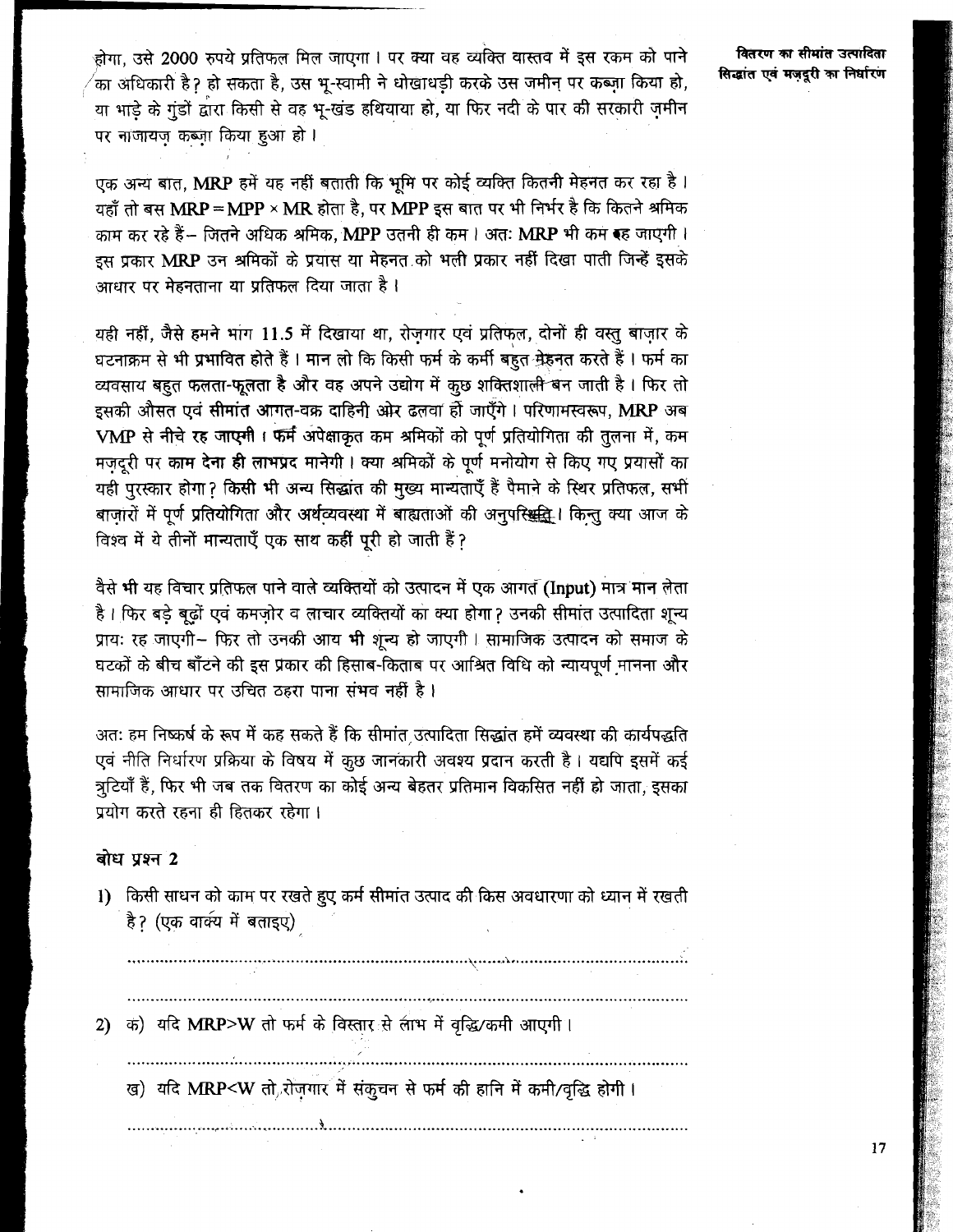होगा, उसे 2000 रुपये प्रतिफल मिल जाएगा। पर क्या वह व्यक्ति वास्तव में इस रकम को पाने का अधिकारी है? हो सकता है, उस भू-स्वामी ने धोखाधड़ी करके उस जमीन् पर कब्ज़ा किया हो, या भाड़े के गुंडों द्वारा किसी से वह भू-खंड हथियाया हो, या फिर नदी के पार की सरकारी ज़मीन पर नाजायज़ कब्ज़ा किया हुआ हो।

एक अन्य बात, MRP हमें यह नहीं बताती कि भूमि पर कोई व्यक्ति कितनी मेहनत कर रहा है। यहाँ तो बस $MRP = MPP \times MR$ होता है, पर MPP इस बात पर भी निर्भर है कि कितने श्रमिक काम कर रहे हैं– जितने अधिक श्रमिक, MPP उतनी ही कम। अतः MRP भी कम रह जाएगी। इस प्रकार MRP उन श्रमिकों के प्रयास या मेहनत को भली प्रकार नहीं दिखा पाती जिन्हें इसके आधार पर मेहनताना या प्रतिफल दिया जाता है।

यही नहीं, जैसे हमने भाग 11.5 में दिखाया था, रोज़गार एवं प्रतिफल, दोनों ही वस्तु बाज़ार के घटनाक्रम से भी प्रभावित होते हैं। मान लो कि किसी फर्म के कर्मी बहुत मेहनत करते हैं। फर्म का व्यवसाय बहुत फलता-फूलता है और वह अपने उद्योग में कुछ शक्तिशाली बन जाती है। फिर तो इसकी औसत एवं सीमांत आगत-वक्र दाहिनी ओर ढलवा हो जाएँगे। परिणामस्वरूप, MRP अब VMP से नीचे रह जाएगी। फर्म अपेक्षाकृत कम श्रमिकों को पूर्ण प्रतियोगिता की तुलना में, कम मज़दूरी पर काम देना ही लाभप्रद मानेगी। क्या श्रमिकों के पूर्ण मनोयोग से किए गए प्रयासों का यही पुरस्कार होगा? किसी भी अन्य सिद्धांत की मुख्य मान्यताएँ हैं पैमाने के स्थिर प्रतिफल, सभी बाज़ारों में पूर्ण प्रतियोगिता और अर्थव्यवस्था में बाह्यताओं की अनुपस्थिति। किन्तु क्या आज के विश्व में ये तीनों मान्यताएँ एक साथ कहीं पूरी हो जाती हैं?

वैसे भी यह विचार प्रतिफल पाने वाले व्यक्तियों को उत्पादन में एक आगत (Input) मात्र मान लेता है। फिर बड़े बूढ़ों एवं कमज़ोर व लाचार व्यक्तियों का क्या होगा? उनकी सीमांत उत्पादिता शून्य प्रायः रह जाएगी– फिर तो उनकी आय भी शून्य हो जाएगी। सामाजिक उत्पादन को समाज के घटकों के बीच बाँटने की इस प्रकार की हिसाब-किताब पर आश्रित विधि को न्यायपूर्ण मानना और सामाजिक आधार पर उचित ठहरा पाना संभव नहीं है।

अतः हम निष्कर्ष के रूप में कह सकते हैं कि सीमांत उत्पादिता सिद्धांत हमें व्यवस्था की कार्यपद्धति एवं नीति निर्धारण प्रक्रिया के विषय में कुछ जानकारी अवश्य प्रदान करती है। यद्यपि इसमें कई त्रुटियाँ हैं, फिर भी जब तक वितरण का कोई अन्य बेहतर प्रतिमान विकसित नहीं हो जाता, इसका प्रयोग करते रहना ही हितकर रहेगा।

### बोध प्रश्न 2

1) किसी साधन को काम पर रखते हुए फर्म सीमांत उत्पाद की किस अवधारणा को ध्यान में रखती है? (एक वाक्य में बताइए)

.....................................................................................................................

.....................................................................................................................

2) क) यदि $MRP > W$ तो फर्म के विस्तार से लाभ में वृद्धि/कमी आएगी।

.....................................................................................................................

ख) यदि $MRP < W$ तो रोज़गार में संकुचन से फर्म की हानि में कमी/वृद्धि होगी।

.....................................................................................................................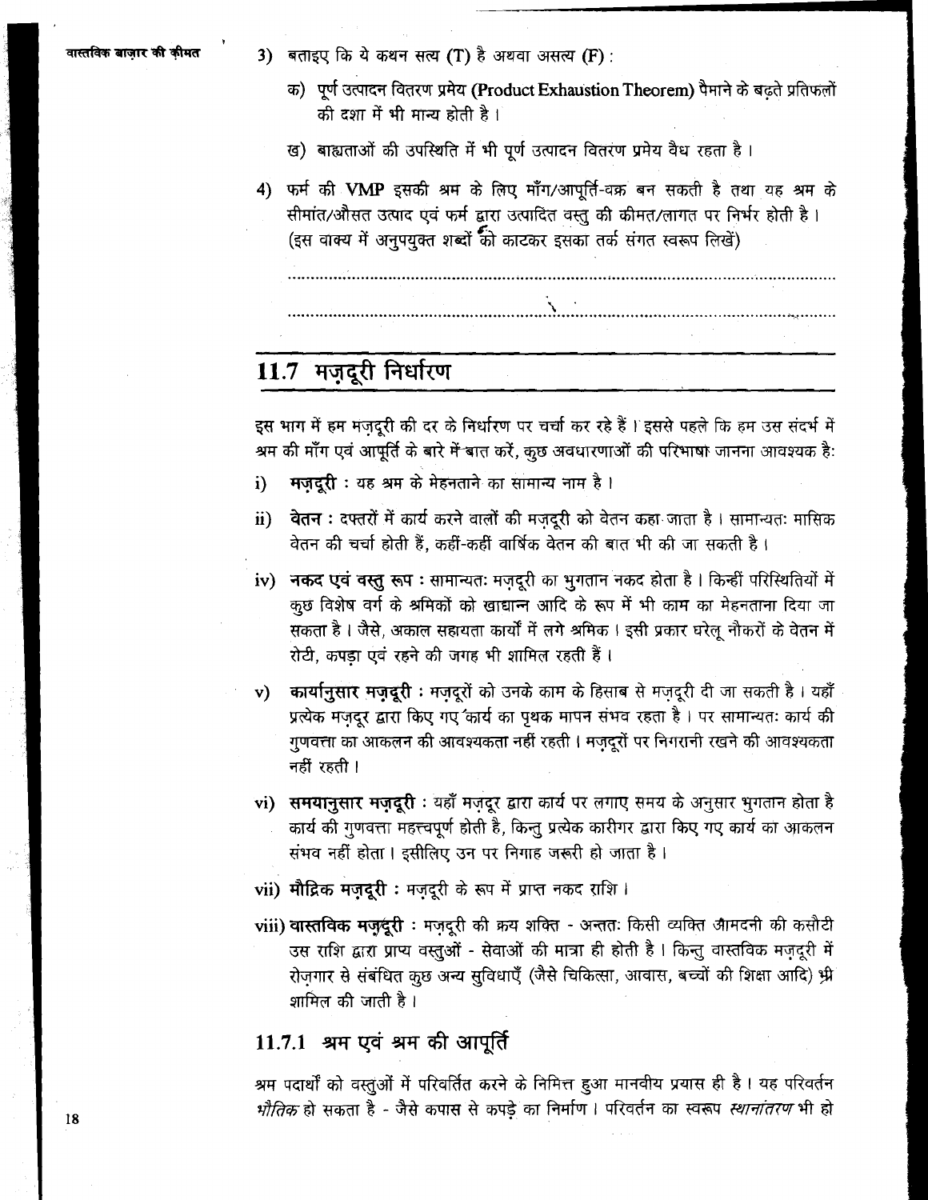3) बताइए कि ये कथन सत्य (T) है अथवा असत्य (F) :

   क) पूर्ण उत्पादन वितरण प्रमेय (**Product Exhaustion Theorem**) पैमाने के बढ़ते प्रतिफलों की दशा में भी मान्य होती है ।

   ख) बाह्यताओं की उपस्थिति में भी पूर्ण उत्पादन वितरण प्रमेय वैध रहता है ।

4) फर्म की **VMP** इसकी श्रम के लिए माँग/आपूर्ति-वक्र बन सकती है तथा यह श्रम के सीमांत/औसत उत्पाद एवं फर्म द्वारा उत्पादित वस्तु की कीमत/लागत पर निर्भर होती है । (इस वाक्य में अनुपयुक्त शब्दों को काटकर इसका तर्क संगत स्वरूप लिखें)

........................................................................................................................................

........................................................................................................................................

## 11.7 मज़दूरी निर्धारण

इस भाग में हम मज़दूरी की दर के निर्धारण पर चर्चा कर रहे हैं । इससे पहले कि हम उस संदर्भ में श्रम की माँग एवं आपूर्ति के बारे में बात करें, कुछ अवधारणाओं की परिभाषा जानना आवश्यक है:

i) **मज़दूरी :** यह श्रम के मेहनताने का सामान्य नाम है ।

ii) **वेतन :** दफ्तरों में कार्य करने वालों की मज़दूरी को वेतन कहा जाता है । सामान्यतः मासिक वेतन की चर्चा होती हैं, कहीं-कहीं वार्षिक वेतन की बात भी की जा सकती है ।

iv) **नकद एवं वस्तु रूप :** सामान्यतः मज़दूरी का भुगतान नकद होता है । किन्हीं परिस्थितियों में कुछ विशेष वर्ग के श्रमिकों को खाद्यान्न आदि के रूप में भी काम का मेहनताना दिया जा सकता है । जैसे, अकाल सहायता कार्यों में लगे श्रमिक । इसी प्रकार घरेलू नौकरों के वेतन में रोटी, कपड़ा एवं रहने की जगह भी शामिल रहती हैं ।

v) **कार्यानुसार मज़दूरी :** मज़दूरों को उनके काम के हिसाब से मज़दूरी दी जा सकती है । यहाँ प्रत्येक मज़दूर द्वारा किए गए कार्य का पृथक मापन संभव रहता है । पर सामान्यतः कार्य की गुणवत्ता का आकलन की आवश्यकता नहीं रहती । मज़दूरों पर निगरानी रखने की आवश्यकता नहीं रहती ।

vi) **समयानुसार मज़दूरी :** यहाँ मज़दूर द्वारा कार्य पर लगाए समय के अनुसार भुगतान होता है कार्य की गुणवत्ता महत्त्वपूर्ण होती है, किन्तु प्रत्येक कारीगर द्वारा किए गए कार्य का आकलन संभव नहीं होता । इसीलिए उन पर निगाह जरूरी हो जाता है ।

vii) **मौद्रिक मज़दूरी :** मज़दूरी के रूप में प्राप्त नकद राशि ।

viii) **वास्तविक मज़दूरी :** मज़दूरी की क्रय शक्ति - अन्ततः किसी व्यक्ति आमदनी की कसौटी उस राशि द्वारा प्राप्य वस्तुओं - सेवाओं की मात्रा ही होती है । किन्तु वास्तविक मज़दूरी में रोज़गार से संबंधित कुछ अन्य सुविधाएँ (जैसे चिकित्सा, आवास, बच्चों की शिक्षा आदि) भी शामिल की जाती है ।

### 11.7.1 श्रम एवं श्रम की आपूर्ति

श्रम पदार्थों को वस्तुओं में परिवर्तित करने के निमित्त हुआ मानवीय प्रयास ही है । यह परिवर्तन *भौतिक* हो सकता है - जैसे कपास से कपड़े का निर्माण । परिवर्तन का स्वरूप *स्थानांतरण* भी हो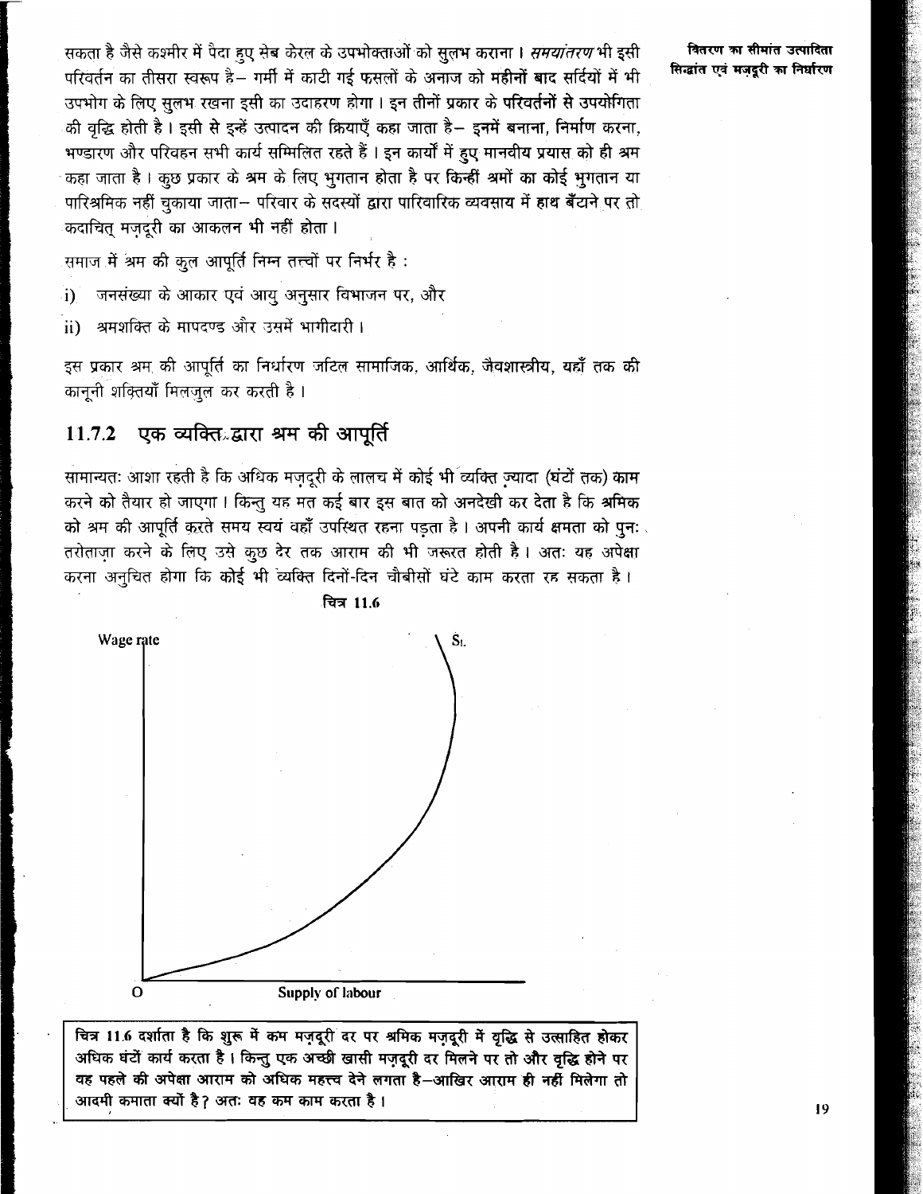सकता है जैसे कश्मीर में पैदा हुए सेब केरल के उपभोक्ताओं को सुलभ कराना। *समयांतरण* भी इसी परिवर्तन का तीसरा स्वरूप है– गर्मी में काटी गई फसलों के अनाज को महीनों बाद सर्दियों में भी उपभोग के लिए सुलभ रखना इसी का उदाहरण होगा। इन तीनों प्रकार के परिवर्तनों से उपयोगिता की वृद्धि होती है। इसी से इन्हें उत्पादन की क्रियाएँ कहा जाता है– इनमें बनाना, निर्माण करना, भण्डारण और परिवहन सभी कार्य सम्मिलित रहते हैं। इन कार्यों में हुए मानवीय प्रयास को ही श्रम कहा जाता है। कुछ प्रकार के श्रम के लिए भुगतान होता है पर किन्हीं श्रमों का कोई भुगतान या पारिश्रमिक नहीं चुकाया जाता– परिवार के सदस्यों द्वारा पारिवारिक व्यवसाय में हाथ बँटाने पर तो कदाचित् मज़दूरी का आकलन भी नहीं होता।

समाज में श्रम की कुल आपूर्ति निम्न तत्त्वों पर निर्भर है :

i) जनसंख्या के आकार एवं आयु अनुसार विभाजन पर, और

ii) श्रमशक्ति के मापदण्ड और उसमें भागीदारी।

इस प्रकार श्रम की आपूर्ति का निर्धारण जटिल सामाजिक, आर्थिक, जैवशास्त्रीय, यहाँ तक की कानूनी शक्तियाँ मिलजुल कर करती है।

## 11.7.2 एक व्यक्ति द्वारा श्रम की आपूर्ति

सामान्यतः आशा रहती है कि अधिक मज़दूरी के लालच में कोई भी व्यक्ति ज़्यादा (घंटों तक) काम करने को तैयार हो जाएगा। किन्तु यह मत कई बार इस बात को अनदेखी कर देता है कि श्रमिक को श्रम की आपूर्ति करते समय स्वयं वहाँ उपस्थित रहना पड़ता है। अपनी कार्य क्षमता को पुनः तरोताज़ा करने के लिए उसे कुछ देर तक आराम की भी जरूरत होती है। अतः यह अपेक्षा करना अनुचित होगा कि कोई भी व्यक्ति दिनों-दिन चौबीसों घंटे काम करता रह सकता है।

चित्र 11.6

Wage rate

$S_L$

O

Supply of labour

**चित्र 11.6 दर्शाता है कि शुरू में कम मज़दूरी दर पर श्रमिक मज़दूरी में वृद्धि से उत्साहित होकर अधिक घंटों कार्य करता है। किन्तु एक अच्छी खासी मज़दूरी दर मिलने पर तो और वृद्धि होने पर वह पहले की अपेक्षा आराम को अधिक महत्त्व देने लगता है–आखिर आराम ही नहीं मिलेगा तो आदमी कमाता क्यों है? अतः वह कम काम करता है।**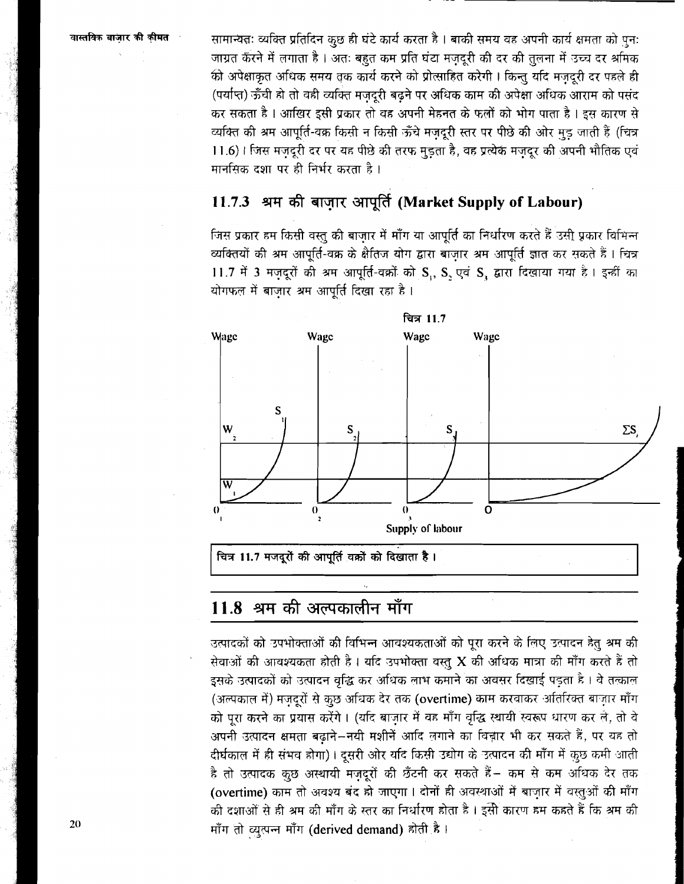सामान्यतः व्यक्ति प्रतिदिन कुछ ही घंटे कार्य करता है। बाकी समय वह अपनी कार्य क्षमता को पुनः जाग्रत करने में लगाता है। अतः बहुत कम प्रति घंटा मज़दूरी की दर की तुलना में उच्च दर श्रमिक को अपेक्षाकृत अधिक समय तक कार्य करने को प्रोत्साहित करेगी। किन्तु यदि मज़दूरी दर पहले ही (पर्याप्त) ऊँची हो तो वही व्यक्ति मज़दूरी बढ़ने पर अधिक काम की अपेक्षा अधिक आराम को पसंद कर सकता है। आखिर इसी प्रकार तो वह अपनी मेहनत के फलों को भोग पाता है। इस कारण से व्यक्ति की श्रम आपूर्ति-वक्र किसी न किसी ऊँचे मज़दूरी स्तर पर पीछे की ओर मुड़ जाती हैं (चित्र 11.6)। जिस मज़दूरी दर पर यह पीछे की तरफ मुड़ता है, वह प्रत्येक मज़दूर की अपनी भौतिक एवं मानसिक दशा पर ही निर्भर करता है।

### 11.7.3 श्रम की बाज़ार आपूर्ति (Market Supply of Labour)

जिस प्रकार हम किसी वस्तु की बाज़ार में माँग या आपूर्ति का निर्धारण करते हैं उसी प्रकार विभिन्न व्यक्तियों की श्रम आपूर्ति-वक्र के क्षैतिज योग द्वारा बाज़ार श्रम आपूर्ति ज्ञात कर सकते हैं। चित्र 11.7 में 3 मज़दूरों की श्रम आपूर्ति-वक्रों को $S_1$, $S_2$ एवं $S_3$ द्वारा दिखाया गया है। इन्हीं का योगफल में बाज़ार श्रम आपूर्ति दिखा रहा है।

चित्र 11.7

चित्र 11.7 मजदूरों की आपूर्ति वक्रों को दिखाता है।

## 11.8 श्रम की अल्पकालीन माँग

उत्पादकों को उपभोक्ताओं की विभिन्न आवश्यकताओं को पूरा करने के लिए उत्पादन हेतु श्रम की सेवाओं की आवश्यकता होती है। यदि उपभोक्ता वस्तु X की अधिक मात्रा की माँग करते हैं तो इसके उत्पादकों को उत्पादन वृद्धि कर अधिक लाभ कमाने का अवसर दिखाई पड़ता है। वे तत्काल (अल्पकाल में) मज़दूरों से कुछ अधिक देर तक **(overtime)** काम करवाकर अतिरिक्त बाज़ार माँग को पूरा करने का प्रयास करेंगे। (यदि बाज़ार में वह माँग वृद्धि स्थायी स्वरूप धारण कर ले, तो वे अपनी उत्पादन क्षमता बढ़ाने–नयी मशीनें आदि लगाने का विचार भी कर सकते हैं, पर यह तो दीर्घकाल में ही संभव होगा)। दूसरी ओर यदि किसी उद्योग के उत्पादन की माँग में कुछ कमी आती है तो उत्पादक कुछ अस्थायी मज़दूरों की छँटनी कर सकते हैं– कम से कम अधिक देर तक **(overtime)** काम तो अवश्य बंद हो जाएगा। दोनों ही अवस्थाओं में बाज़ार में वस्तुओं की माँग की दशाओं से ही श्रम की माँग के स्तर का निर्धारण होता है। इसी कारण हम कहते हैं कि श्रम की माँग तो व्युत्पन्न माँग **(derived demand)** होती है।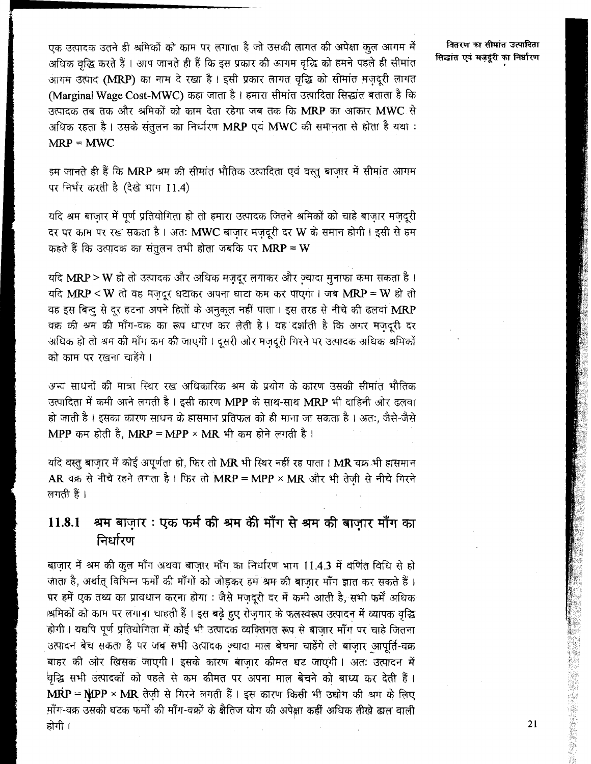एक उत्पादक उतने ही श्रमिकों को काम पर लगाता है जो उसकी लागत की अपेक्षा कुल आगम में अधिक वृद्धि करते हैं। आप जानते ही हैं कि इस प्रकार की आगम वृद्धि को हमने पहले ही सीमांत आगम उत्पाद (MRP) का नाम दे रखा है। इसी प्रकार लागत वृद्धि को सीमांत मज़दूरी लागत (Marginal Wage Cost-MWC) कहा जाता है। हमारा सीमांत उत्पादिता सिद्धांत बताता है कि उत्पादक तब तक और श्रमिकों को काम देता रहेगा जब तक कि MRP का आकार MWC से अधिक रहता है। उसके संतुलन का निर्धारण MRP एवं MWC की समानता से होता है यथा : MRP = MWC

हम जानते ही हैं कि MRP श्रम की सीमांत भौतिक उत्पादिता एवं वस्तु बाज़ार में सीमांत आगम पर निर्भर करती है (देखे भाग 11.4)

यदि श्रम बाज़ार में पूर्ण प्रतियोगिता हो तो हमारा उत्पादक जितने श्रमिकों को चाहे बाज़ार मज़दूरी दर पर काम पर रख सकता है। अतः MWC बाज़ार मज़दूरी दर W के समान होगी। इसी से हम कहते हैं कि उत्पादक का संतुलन तभी होता जबकि पर MRP = W

यदि MRP > W हो तो उत्पादक और अधिक मज़दूर लगाकर और ज़्यादा मुनाफा कमा सकता है। यदि MRP < W तो वह मज़दूर घटाकर अपना घाटा कम कर पाएगा। जब MRP = W हो तो वह इस बिन्दु से दूर हटना अपने हितों के अनुकूल नहीं पाता। इस तरह से नीचे की ढलवां MRP वक्र की श्रम की माँग-वक्र का रूप धारण कर लेती है। यह दर्शाती है कि अगर मज़दूरी दर अधिक हो तो श्रम की माँग कम की जाएगी। दूसरी ओर मज़दूरी गिरने पर उत्पादक अधिक श्रमिकों को काम पर रखना चाहेंगे।

अन्य साधनों की मात्रा स्थिर रख अधिकारिक श्रम के प्रयोग के कारण उसकी सीमांत भौतिक उत्पादिता में कमी आने लगती है। इसी कारण MPP के साथ-साथ MRP भी दाहिनी ओर ढलवा हो जाती है। इसका कारण साधन के ह्रासमान प्रतिफल को ही माना जा सकता है। अतः, जैसे-जैसे MPP कम होती है, MRP = MPP × MR भी कम होने लगती है।

यदि वस्तु बाज़ार में कोई अपूर्णता हो, फिर तो MR भी स्थिर नहीं रह पाता। MR वक्र भी ह्रासमान AR वक्र से नीचे रहने लगता है। फिर तो MRP = MPP × MR और भी तेज़ी से नीचे गिरने लगती हैं।

### 11.8.1 श्रम बाज़ार : एक फर्म की श्रम की माँग से श्रम की बाज़ार माँग का निर्धारण

बाज़ार में श्रम की कुल माँग अथवा बाज़ार माँग का निर्धारण भाग 11.4.3 में वर्णित विधि से हो जाता है, अर्थात् विभिन्न फर्मों की माँगों को जोड़कर हम श्रम की बाज़ार माँग ज्ञात कर सकते हैं। पर हमें एक तथ्य का प्रावधान करना होगा : जैसे मज़दूरी दर में कमी आती है, सभी फर्में अधिक श्रमिकों को काम पर लगाना चाहती हैं। इस बढ़े हुए रोज़गार के फलस्वरूप उत्पादन में व्यापक वृद्धि होगी। यद्यपि पूर्ण प्रतियोगिता में कोई भी उत्पादक व्यक्तिगत रूप से बाज़ार माँग पर चाहे जितना उत्पादन बेच सकता है पर जब सभी उत्पादक ज़्यादा माल बेचना चाहेंगे तो बाज़ार आपूर्ति-वक्र बाहर की ओर खिसक जाएगी। इसके कारण बाज़ार कीमत घट जाएगी। अतः उत्पादन में वृद्धि सभी उत्पादकों को पहले से कम कीमत पर अपना माल बेचने को बाध्य कर देती हैं। MRP = MPP × MR तेज़ी से गिरने लगती हैं। इस कारण किसी भी उद्योग की श्रम के लिए माँग-वक्र उसकी घटक फर्मों की माँग-वक्रों के क्षैतिज योग की अपेक्षा कहीं अधिक तीखे ढाल वाली होगी।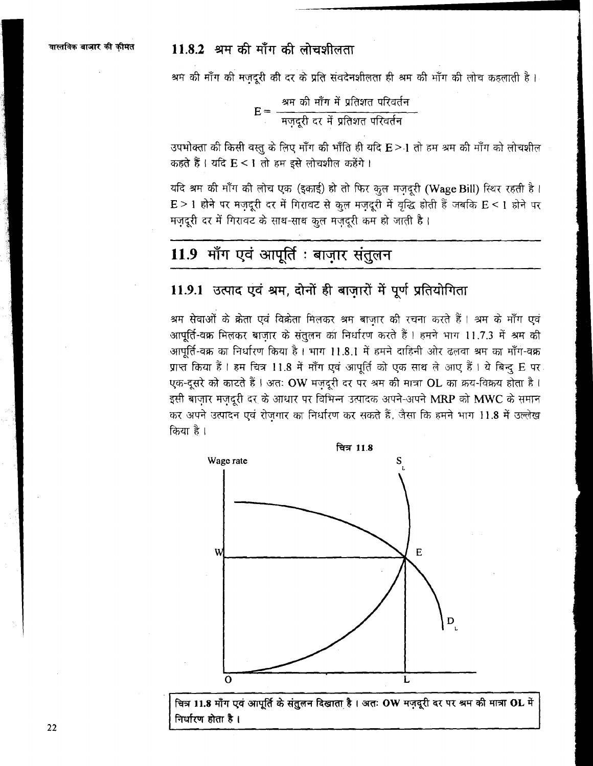### 11.8.2 श्रम की माँग की लोचशीलता

श्रम की माँग की मज़दूरी की दर के प्रति संवेदनशीलता ही श्रम की माँग की लोच कहलाती है।

$$E = \frac{\text{श्रम की माँग में प्रतिशत परिवर्तन}}{\text{मज़दूरी दर में प्रतिशत परिवर्तन}}$$

उपभोक्ता की किसी वस्तु के लिए माँग की भाँति ही यदि $E > 1$ तो हम श्रम की माँग को लोचशील कहते हैं। यदि $E < 1$ तो हम इसे लोचशील कहेंगे।

यदि श्रम की माँग की लोच एक (इकाई) हो तो फिर कुल मज़दूरी (Wage Bill) स्थिर रहती है। $E > 1$ होने पर मज़दूरी दर में गिरावट से कुल मज़दूरी में वृद्धि होती हैं जबकि $E < 1$ होने पर मज़दूरी दर में गिरावट के साथ-साथ कुल मज़दूरी कम हो जाती है।

## 11.9 माँग एवं आपूर्ति : बाज़ार संतुलन

### 11.9.1 उत्पाद एवं श्रम, दोनों ही बाज़ारों में पूर्ण प्रतियोगिता

श्रम सेवाओं के क्रेता एवं विक्रेता मिलकर श्रम बाज़ार की रचना करते हैं। श्रम के माँग एवं आपूर्ति-वक्र मिलकर बाज़ार के संतुलन का निर्धारण करते हैं। हमने भाग 11.7.3 में श्रम की आपूर्ति-वक्र का निर्धारण किया है। भाग 11.8.1 में हमने दाहिनी ओर ढलवा श्रम का माँग-वक्र प्राप्त किया हैं। हम चित्र 11.8 में माँग एवं आपूर्ति को एक साथ ले आए हैं। ये बिन्दु E पर एक-दूसरे को काटते हैं। अतः OW मज़दूरी दर पर श्रम की मात्रा OL का क्रय-विक्रय होता है। इसी बाज़ार मज़दूरी दर के आधार पर विभिन्न उत्पादक अपने-अपने MRP को MWC के समान कर अपने उत्पादन एवं रोज़गार का निर्धारण कर सकते हैं, जैसा कि हमने भाग 11.8 में उल्लेख किया है।

**चित्र 11.8**

**चित्र 11.8 माँग एवं आपूर्ति के संतुलन दिखाता है। अतः OW मज़दूरी दर पर श्रम की मात्रा OL में निर्धारण होता है।**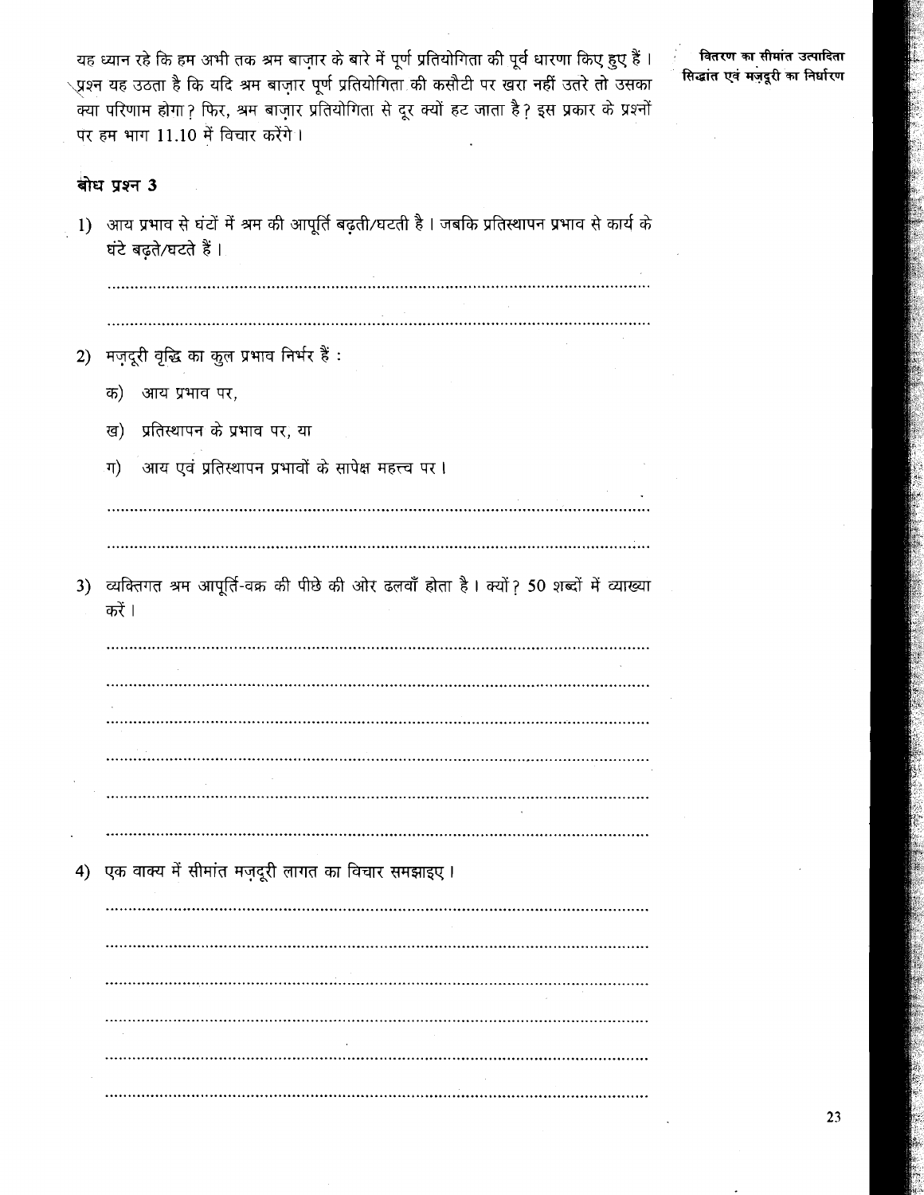यह ध्यान रहे कि हम अभी तक श्रम बाज़ार के बारे में पूर्ण प्रतियोगिता की पूर्व धारणा किए हुए हैं। प्रश्न यह उठता है कि यदि श्रम बाज़ार पूर्ण प्रतियोगिता की कसौटी पर खरा नहीं उतरे तो उसका क्या परिणाम होगा? फिर, श्रम बाज़ार प्रतियोगिता से दूर क्यों हट जाता है? इस प्रकार के प्रश्नों पर हम भाग 11.10 में विचार करेंगे।

### बोध प्रश्न 3

1) आय प्रभाव से घंटों में श्रम की आपूर्ति बढ़ती/घटती है। जबकि प्रतिस्थापन प्रभाव से कार्य के घंटे बढ़ते/घटते हैं।

.......................................................................................................................

.......................................................................................................................

2) मज़दूरी वृद्धि का कुल प्रभाव निर्भर हैं :

   क) आय प्रभाव पर,

   ख) प्रतिस्थापन के प्रभाव पर, या

   ग) आय एवं प्रतिस्थापन प्रभावों के सापेक्ष महत्त्व पर।

.......................................................................................................................

.......................................................................................................................

3) व्यक्तिगत श्रम आपूर्ति-वक्र की पीछे की ओर ढलवाँ होता है। क्यों? 50 शब्दों में व्याख्या करें।

.......................................................................................................................

.......................................................................................................................

.......................................................................................................................

.......................................................................................................................

.......................................................................................................................

.......................................................................................................................

4) एक वाक्य में सीमांत मज़दूरी लागत का विचार समझाइए।

.......................................................................................................................

.......................................................................................................................

.......................................................................................................................

.......................................................................................................................

.......................................................................................................................

.......................................................................................................................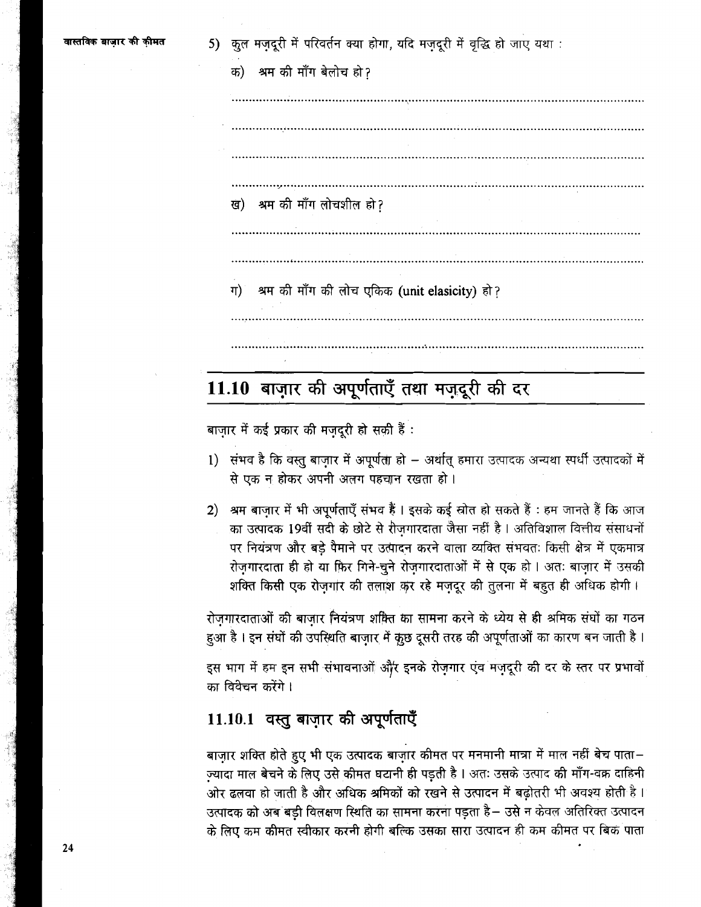5) कुल मज़दूरी में परिवर्तन क्या होगा, यदि मज़दूरी में वृद्धि हो जाए यथा :

क) श्रम की माँग बेलोच हो?

..............................................................................................................

..............................................................................................................

..............................................................................................................

..............................................................................................................

ख) श्रम की माँग लोचशील हो?

..............................................................................................................

..............................................................................................................

ग) श्रम की माँग की लोच एकिक (unit elasticity) हो?

..............................................................................................................

..............................................................................................................

## 11.10 बाज़ार की अपूर्णताएँ तथा मज़दूरी की दर

बाज़ार में कई प्रकार की मज़दूरी हो सकी हैं :

1) संभव है कि वस्तु बाज़ार में अपूर्णता हो – अर्थात् हमारा उत्पादक अन्यथा स्पर्धी उत्पादकों में से एक न होकर अपनी अलग पहचान रखता हो।

2) श्रम बाज़ार में भी अपूर्णताएँ संभव हैं। इसके कई स्रोत हो सकते हैं : हम जानते हैं कि आज का उत्पादक 19वीं सदी के छोटे से रोज़गारदाता जैसा नहीं है। अतिविशाल वित्तीय संसाधनों पर नियंत्रण और बड़े पैमाने पर उत्पादन करने वाला व्यक्ति संभवतः किसी क्षेत्र में एकमात्र रोज़गारदाता ही हो या फिर गिने-चुने रोज़गारदाताओं में से एक हो। अतः बाज़ार में उसकी शक्ति किसी एक रोज़गार की तलाश कर रहे मज़दूर की तुलना में बहुत ही अधिक होगी।

रोज़गारदाताओं की बाज़ार नियंत्रण शक्ति का सामना करने के ध्येय से ही श्रमिक संघों का गठन हुआ है। इन संघों की उपस्थिति बाज़ार में कुछ दूसरी तरह की अपूर्णताओं का कारण बन जाती है।

इस भाग में हम इन सभी संभावनाओं और इनके रोज़गार एंव मज़दूरी की दर के स्तर पर प्रभावों का विवेचन करेंगे।

### 11.10.1 वस्तु बाज़ार की अपूर्णताएँ

बाज़ार शक्ति होते हुए भी एक उत्पादक बाज़ार कीमत पर मनमानी मात्रा में माल नहीं बेच पाता– ज़्यादा माल बेचने के लिए उसे कीमत घटानी ही पड़ती है। अतः उसके उत्पाद की माँग-वक्र दाहिनी ओर ढलवा हो जाती है और अधिक श्रमिकों को रखने से उत्पादन में बढ़ोतरी भी अवश्य होती है। उत्पादक को अब बड़ी विलक्षण स्थिति का सामना करना पड़ता है– उसे न केवल अतिरिक्त उत्पादन के लिए कम कीमत स्वीकार करनी होगी बल्कि उसका सारा उत्पादन ही कम कीमत पर बिक पाता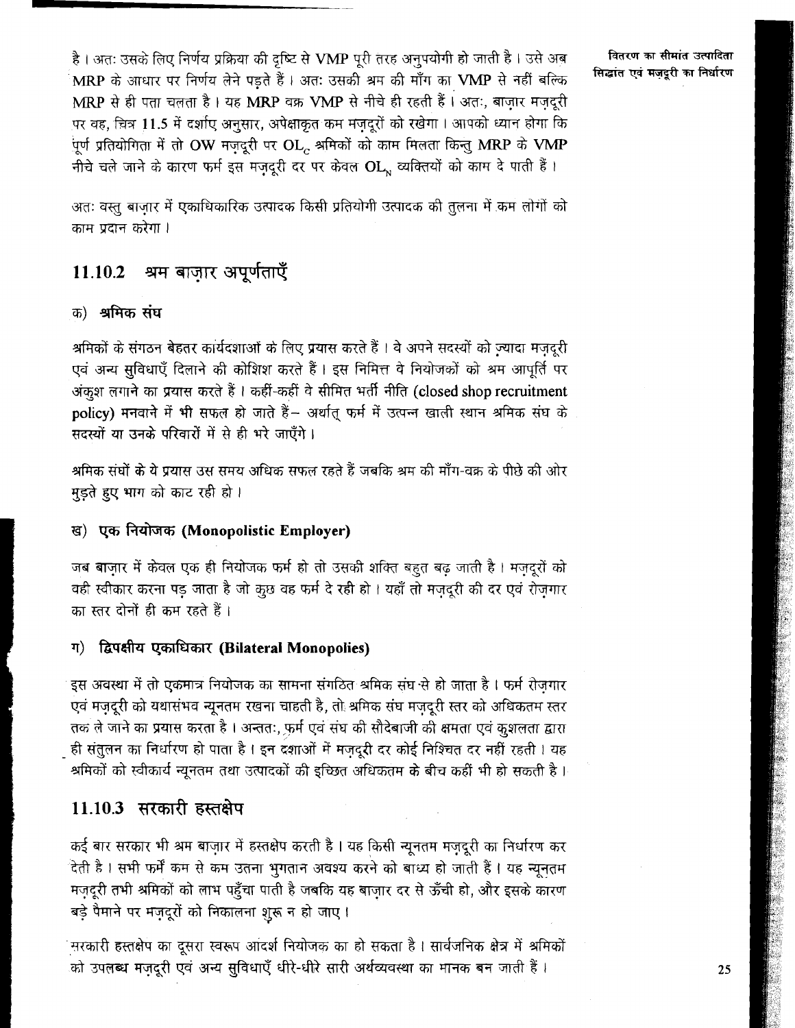है। अतः उसके लिए निर्णय प्रक्रिया की दृष्टि से VMP पूरी तरह अनुपयोगी हो जाती है। उसे अब MRP के आधार पर निर्णय लेने पड़ते हैं। अतः उसकी श्रम की माँग का VMP से नहीं बल्कि MRP से ही पता चलता है। यह MRP वक्र VMP से नीचे ही रहती हैं। अतः, बाज़ार मज़दूरी पर वह, चित्र 11.5 में दर्शाए अनुसार, अपेक्षाकृत कम मज़दूरों को रखेगा। आपको ध्यान होगा कि पूर्ण प्रतियोगिता में तो OW मज़दूरी पर $OL_C$ श्रमिकों को काम मिलता किन्तु MRP के VMP नीचे चले जाने के कारण फर्म इस मज़दूरी दर पर केवल $OL_N$ व्यक्तियों को काम दे पाती हैं।

अतः वस्तु बाज़ार में एकाधिकारिक उत्पादक किसी प्रतियोगी उत्पादक की तुलना में कम लोगों को काम प्रदान करेगा।

## 11.10.2 श्रम बाज़ार अपूर्णताएँ

### क) श्रमिक संघ

श्रमिकों के संगठन बेहतर कार्यदशाओं के लिए प्रयास करते हैं। वे अपने सदस्यों को ज़्यादा मज़दूरी एवं अन्य सुविधाएँ दिलाने की कोशिश करते हैं। इस निमित्त वे नियोजकों को श्रम आपूर्ति पर अंकुश लगाने का प्रयास करते हैं। कहीं-कहीं वे सीमित भर्ती नीति (closed shop recruitment policy) मनवाने में भी सफल हो जाते हैं– अर्थात् फर्म में उत्पन्न खाली स्थान श्रमिक संघ के सदस्यों या उनके परिवारों में से ही भरे जाएँगे।

श्रमिक संघों के ये प्रयास उस समय अधिक सफल रहते हैं जबकि श्रम की माँग-वक्र के पीछे की ओर मुड़ते हुए भाग को काट रही हो।

### ख) एक नियोजक (Monopolistic Employer)

जब बाज़ार में केवल एक ही नियोजक फर्म हो तो उसकी शक्ति बहुत बढ़ जाती है। मज़दूरों को वही स्वीकार करना पड़ जाता है जो कुछ वह फर्म दे रही हो। यहाँ तो मज़दूरी की दर एवं रोज़गार का स्तर दोनों ही कम रहते हैं।

### ग) द्विपक्षीय एकाधिकार (Bilateral Monopolies)

इस अवस्था में तो एकमात्र नियोजक का सामना संगठित श्रमिक संघ से हो जाता है। फर्म रोज़गार एवं मज़दूरी को यथासंभव न्यूनतम रखना चाहती है, तो श्रमिक संघ मज़दूरी स्तर को अधिकतम स्तर तक ले जाने का प्रयास करता है। अन्ततः, फर्म एवं संघ की सौदेबाजी की क्षमता एवं कुशलता द्वारा ही संतुलन का निर्धारण हो पाता है। इन दशाओं में मज़दूरी दर कोई निश्चित दर नहीं रहती। यह श्रमिकों को स्वीकार्य न्यूनतम तथा उत्पादकों की इच्छित अधिकतम के बीच कहीं भी हो सकती है।

## 11.10.3 सरकारी हस्तक्षेप

कई बार सरकार भी श्रम बाज़ार में हस्तक्षेप करती है। यह किसी न्यूनतम मज़दूरी का निर्धारण कर देती है। सभी फर्में कम से कम उतना भुगतान अवश्य करने को बाध्य हो जाती हैं। यह न्यूनतम मज़दूरी तभी श्रमिकों को लाभ पहुँचा पाती है जबकि यह बाज़ार दर से ऊँची हो, और इसके कारण बड़े पैमाने पर मज़दूरों को निकालना शुरू न हो जाए।

सरकारी हस्तक्षेप का दूसरा स्वरूप आदर्श नियोजक का हो सकता है। सार्वजनिक क्षेत्र में श्रमिकों को उपलब्ध मज़दूरी एवं अन्य सुविधाएँ धीरे-धीरे सारी अर्थव्यवस्था का मानक बन जाती हैं।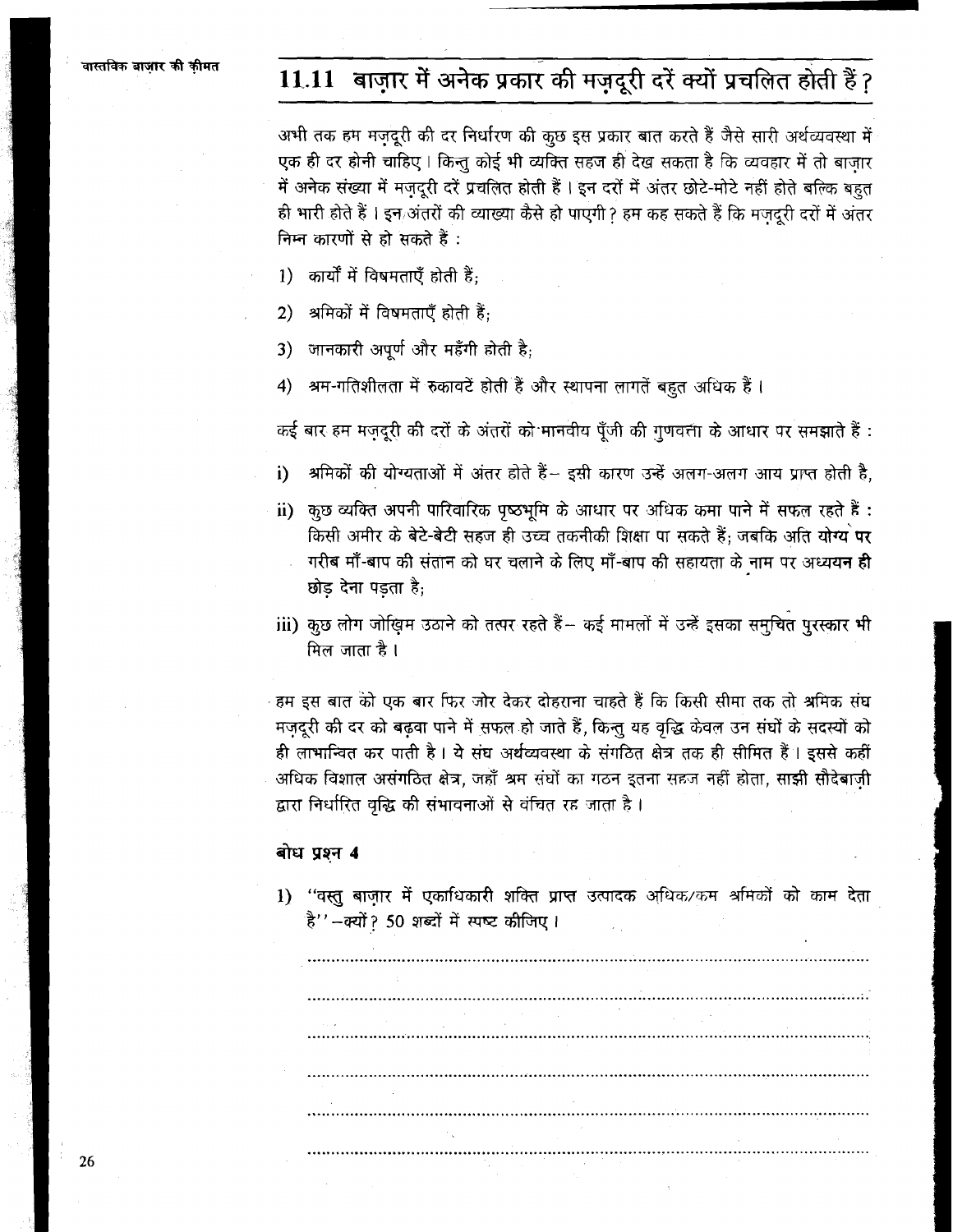## 11.11 बाज़ार में अनेक प्रकार की मज़दूरी दरें क्यों प्रचलित होती हैं?

अभी तक हम मज़दूरी की दर निर्धारण की कुछ इस प्रकार बात करते हैं जैसे सारी अर्थव्यवस्था में एक ही दर होनी चाहिए। किन्तु कोई भी व्यक्ति सहज ही देख सकता है कि व्यवहार में तो बाज़ार में अनेक संख्या में मज़दूरी दरें प्रचलित होती हैं। इन दरों में अंतर छोटे-मोटे नहीं होते बल्कि बहुत ही भारी होते हैं। इन अंतरों की व्याख्या कैसे हो पाएगी? हम कह सकते हैं कि मज़दूरी दरों में अंतर निम्न कारणों से हो सकते हैं :

1) कार्यों में विषमताएँ होती हैं;
2) श्रमिकों में विषमताएँ होती हैं;
3) जानकारी अपूर्ण और महँगी होती है;
4) श्रम-गतिशीलता में रुकावटें होती हैं और स्थापना लागतें बहुत अधिक हैं।

कई बार हम मज़दूरी की दरों के अंतरों को मानवीय पूँजी की गुणवत्ता के आधार पर समझाते हैं :

i) श्रमिकों की योग्यताओं में अंतर होते हैं– इसी कारण उन्हें अलग-अलग आय प्राप्त होती है,
ii) कुछ व्यक्ति अपनी पारिवारिक पृष्ठभूमि के आधार पर अधिक कमा पाने में सफल रहते हैं : किसी अमीर के बेटे-बेटी सहज ही उच्च तकनीकी शिक्षा पा सकते हैं; जबकि अति योग्य पर गरीब माँ-बाप की संतान को घर चलाने के लिए माँ-बाप की सहायता के नाम पर अध्ययन ही छोड़ देना पड़ता है;
iii) कुछ लोग जोखिम उठाने को तत्पर रहते हैं– कई मामलों में उन्हें इसका समुचित पुरस्कार भी मिल जाता है।

हम इस बात को एक बार फिर जोर देकर दोहराना चाहते हैं कि किसी सीमा तक तो श्रमिक संघ मज़दूरी की दर को बढ़वा पाने में सफल हो जाते हैं, किन्तु यह वृद्धि केवल उन संघों के सदस्यों को ही लाभान्वित कर पाती है। ये संघ अर्थव्यवस्था के संगठित क्षेत्र तक ही सीमित हैं। इससे कहीं अधिक विशाल असंगठित क्षेत्र, जहाँ श्रम संघों का गठन इतना सहज नहीं होता, साझी सौदेबाज़ी द्वारा निर्धारित वृद्धि की संभावनाओं से वंचित रह जाता है।

**बोध प्रश्न 4**

1) "वस्तु बाज़ार में एकाधिकारी शक्ति प्राप्त उत्पादक अधिक/कम श्रमिकों को काम देता है"–क्यों? 50 शब्दों में स्पष्ट कीजिए।

..........................................................................................................

..........................................................................................................

..........................................................................................................

..........................................................................................................

..........................................................................................................

..........................................................................................................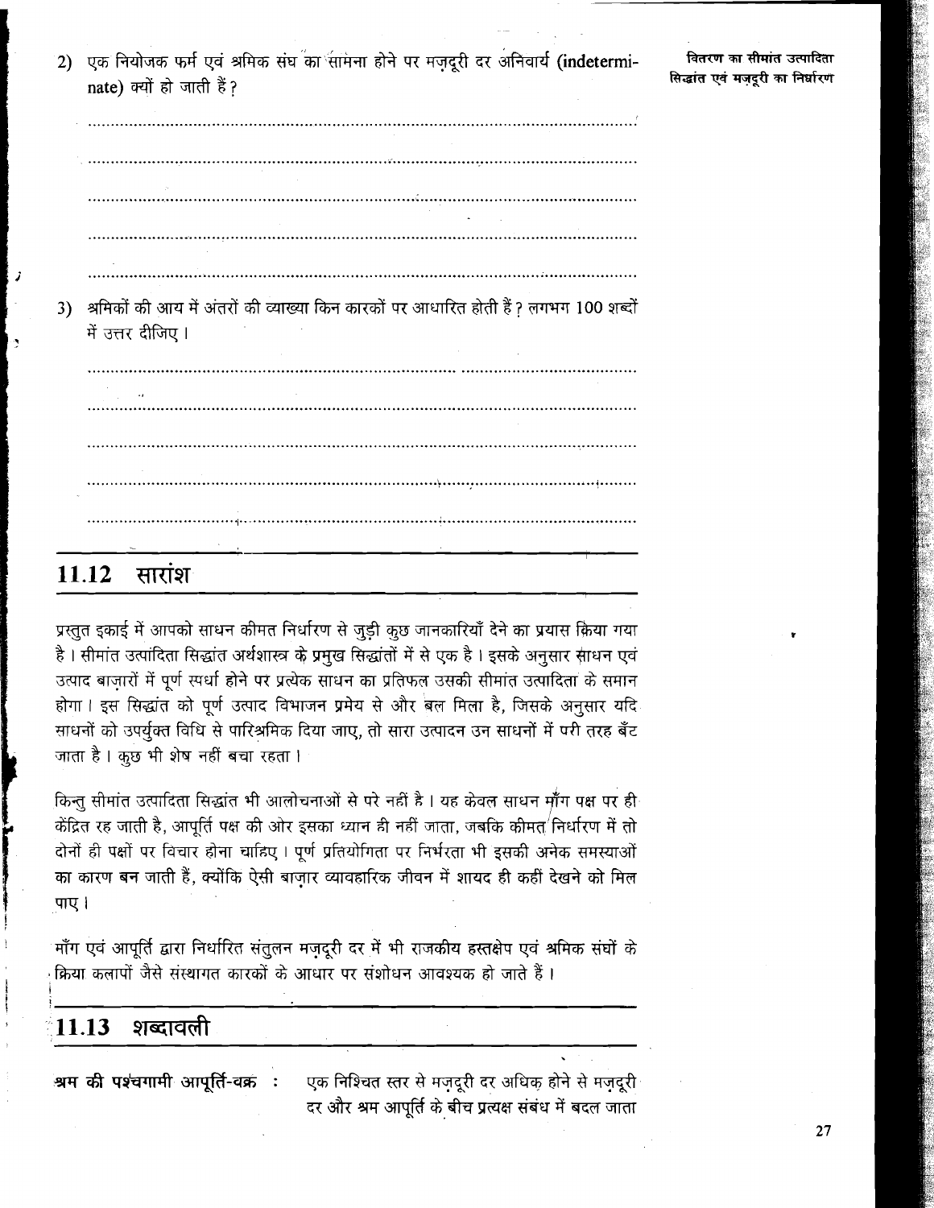2) एक नियोजक फर्म एवं श्रमिक संघ का सामना होने पर मज़दूरी दर अनिवार्य (indeterminate) क्यों हो जाती हैं?

........................................................................................................

........................................................................................................

........................................................................................................

........................................................................................................

........................................................................................................

3) श्रमिकों की आय में अंतरों की व्याख्या किन कारकों पर आधारित होती हैं? लगभग 100 शब्दों में उत्तर दीजिए।

........................................................................................................

........................................................................................................

........................................................................................................

........................................................................................................

........................................................................................................

## 11.12 सारांश

प्रस्तुत इकाई में आपको साधन कीमत निर्धारण से जुड़ी कुछ जानकारियाँ देने का प्रयास किया गया है। सीमांत उत्पादिता सिद्धांत अर्थशास्त्र के प्रमुख सिद्धांतों में से एक है। इसके अनुसार साधन एवं उत्पाद बाज़ारों में पूर्ण स्पर्धा होने पर प्रत्येक साधन का प्रतिफल उसकी सीमांत उत्पादिता के समान होगा। इस सिद्धांत को पूर्ण उत्पाद विभाजन प्रमेय से और बल मिला है, जिसके अनुसार यदि साधनों को उपर्युक्त विधि से पारिश्रमिक दिया जाए, तो सारा उत्पादन उन साधनों में परी तरह बँट जाता है। कुछ भी शेष नहीं बचा रहता।

किन्तु सीमांत उत्पादिता सिद्धांत भी आलोचनाओं से परे नहीं है। यह केवल साधन माँग पक्ष पर ही केंद्रित रह जाती है, आपूर्ति पक्ष की ओर इसका ध्यान ही नहीं जाता, जबकि कीमत निर्धारण में तो दोनों ही पक्षों पर विचार होना चाहिए। पूर्ण प्रतियोगिता पर निर्भरता भी इसकी अनेक समस्याओं का कारण बन जाती हैं, क्योंकि ऐसी बाज़ार व्यावहारिक जीवन में शायद ही कहीं देखने को मिल पाए।

माँग एवं आपूर्ति द्वारा निर्धारित संतुलन मज़दूरी दर में भी राजकीय हस्तक्षेप एवं श्रमिक संघों के क्रिया कलापों जैसे संस्थागत कारकों के आधार पर संशोधन आवश्यक हो जाते हैं।

## 11.13 शब्दावली

**श्रम की पश्चगामी आपूर्ति-वक्र :** एक निश्चित स्तर से मज़दूरी दर अधिक होने से मज़दूरी दर और श्रम आपूर्ति के बीच प्रत्यक्ष संबंध में बदल जाता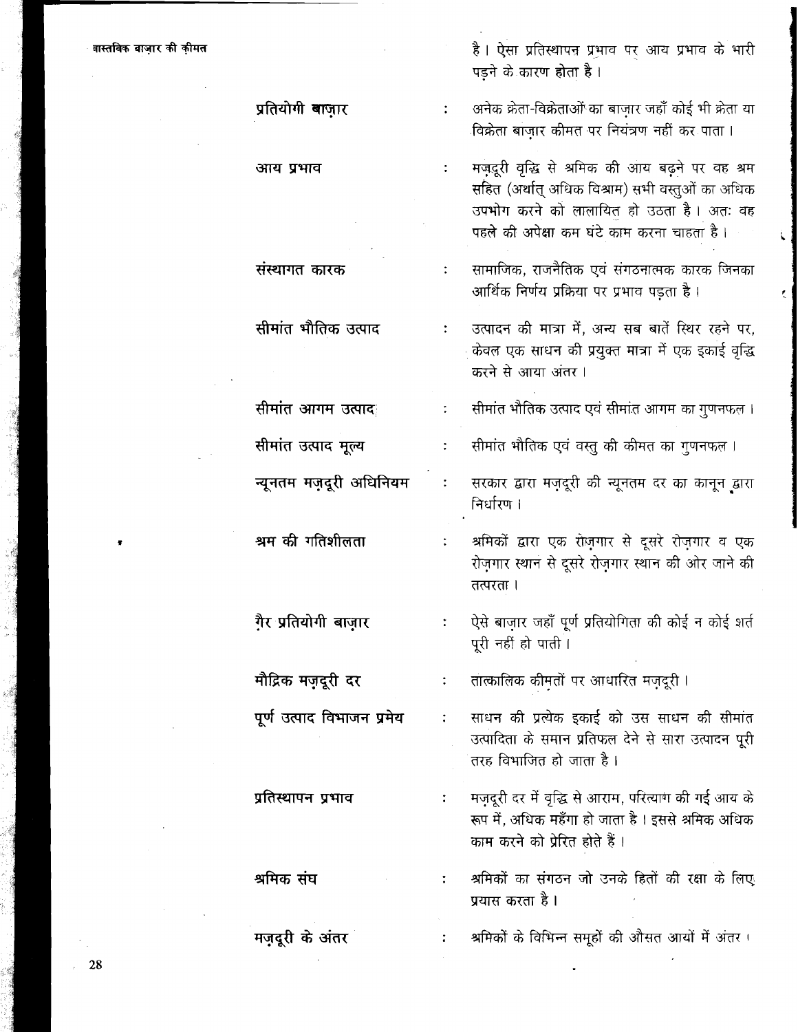है। ऐसा प्रतिस्थापन्न प्रभाव पर आय प्रभाव के भारी पड़ने के कारण होता है।

| | | |
|---|---|---|
| **प्रतियोगी बाज़ार** | : | अनेक क्रेता-विक्रेताओं का बाज़ार जहाँ कोई भी क्रेता या विक्रेता बाज़ार कीमत पर नियंत्रण नहीं कर पाता। |
| **आय प्रभाव** | : | मज़दूरी वृद्धि से श्रमिक की आय बढ़ने पर वह श्रम सहित (अर्थात् अधिक विश्राम) सभी वस्तुओं का अधिक उपभोग करने को लालायित हो उठता है। अतः वह पहले की अपेक्षा कम घंटे काम करना चाहता है। |
| **संस्थागत कारक** | : | सामाजिक, राजनैतिक एवं संगठनात्मक कारक जिनका आर्थिक निर्णय प्रक्रिया पर प्रभाव पड़ता है। |
| **सीमांत भौतिक उत्पाद** | : | उत्पादन की मात्रा में, अन्य सब बातें स्थिर रहने पर, केवल एक साधन की प्रयुक्त मात्रा में एक इकाई वृद्धि करने से आया अंतर। |
| **सीमांत आगम उत्पाद** | : | सीमांत भौतिक उत्पाद एवं सीमांत आगम का गुणनफल। |
| **सीमांत उत्पाद मूल्य** | : | सीमांत भौतिक एवं वस्तु की कीमत का गुणनफल। |
| **न्यूनतम मज़दूरी अधिनियम** | : | सरकार द्वारा मज़दूरी की न्यूनतम दर का कानून द्वारा निर्धारण। |
| **श्रम की गतिशीलता** | : | श्रमिकों द्वारा एक रोज़गार से दूसरे रोज़गार व एक रोज़गार स्थान से दूसरे रोज़गार स्थान की ओर जाने की तत्परता। |
| **ग़ैर प्रतियोगी बाज़ार** | : | ऐसे बाज़ार जहाँ पूर्ण प्रतियोगिता की कोई न कोई शर्त पूरी नहीं हो पाती। |
| **मौद्रिक मज़दूरी दर** | : | तात्कालिक कीमतों पर आधारित मज़दूरी। |
| **पूर्ण उत्पाद विभाजन प्रमेय** | : | साधन की प्रत्येक इकाई को उस साधन की सीमांत उत्पादिता के समान प्रतिफल देने से सारा उत्पादन पूरी तरह विभाजित हो जाता है। |
| **प्रतिस्थापन प्रभाव** | : | मज़दूरी दर में वृद्धि से आराम, परित्याग की गई आय के रूप में, अधिक महँगा हो जाता है। इससे श्रमिक अधिक काम करने को प्रेरित होते हैं। |
| **श्रमिक संघ** | : | श्रमिकों का संगठन जो उनके हितों की रक्षा के लिए प्रयास करता है। |
| **मज़दूरी के अंतर** | : | श्रमिकों के विभिन्न समूहों की औसत आयों में अंतर। |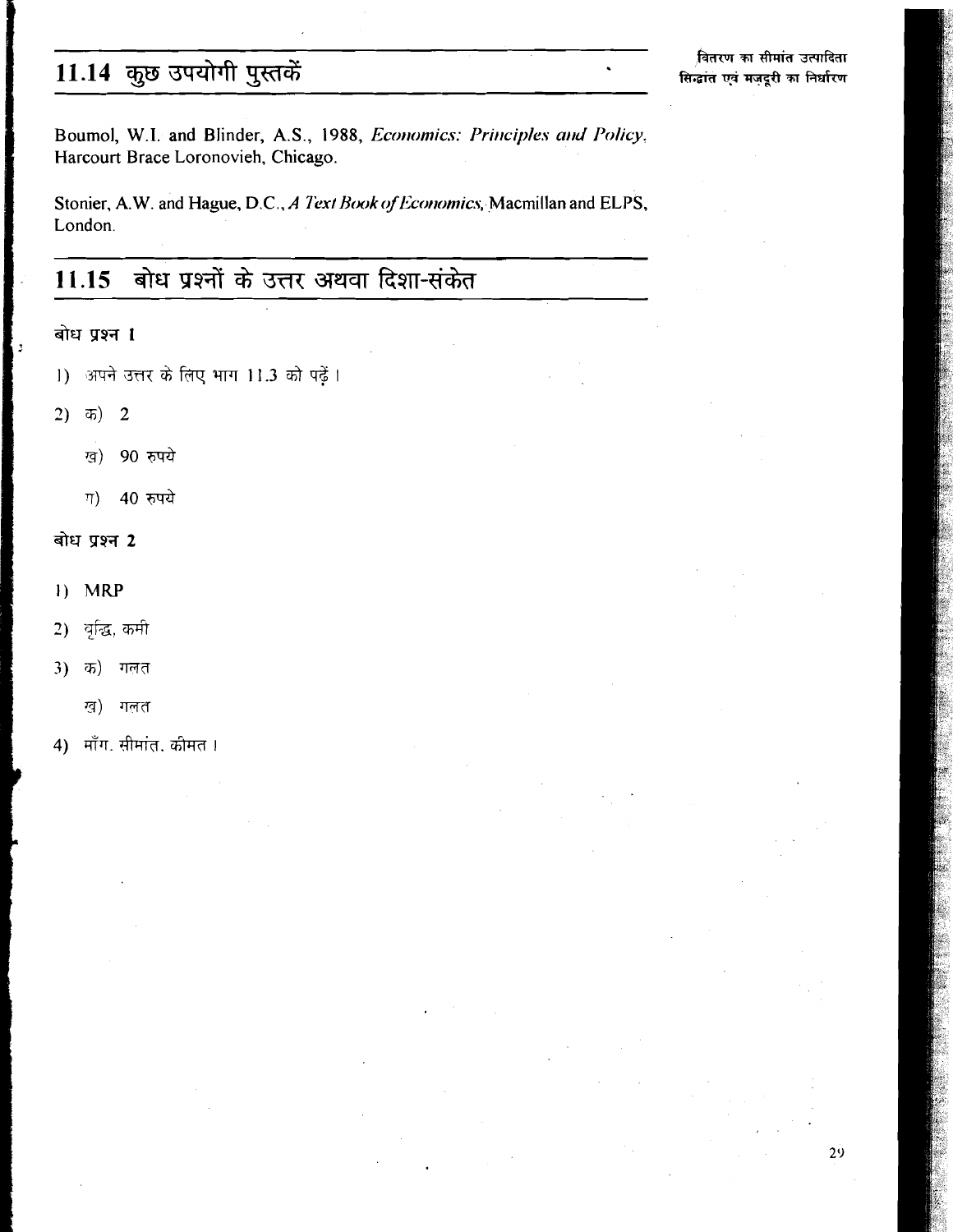## 11.14 कुछ उपयोगी पुस्तकें

Boumol, W.I. and Blinder, A.S., 1988, *Economics: Principles and Policy*, Harcourt Brace Loronovieh, Chicago.

Stonier, A.W. and Hague, D.C., *A Text Book of Economics*, Macmillan and ELPS, London.

## 11.15 बोध प्रश्नों के उत्तर अथवा दिशा-संकेत

**बोध प्रश्न 1**

1) अपने उत्तर के लिए भाग 11.3 को पढ़ें।

2) क) 2

   ख) 90 रुपये

   ग) 40 रुपये

**बोध प्रश्न 2**

1) MRP

2) वृद्धि, कमी

3) क) गलत

   ख) गलत

4) माँग, सीमांत, कीमत।